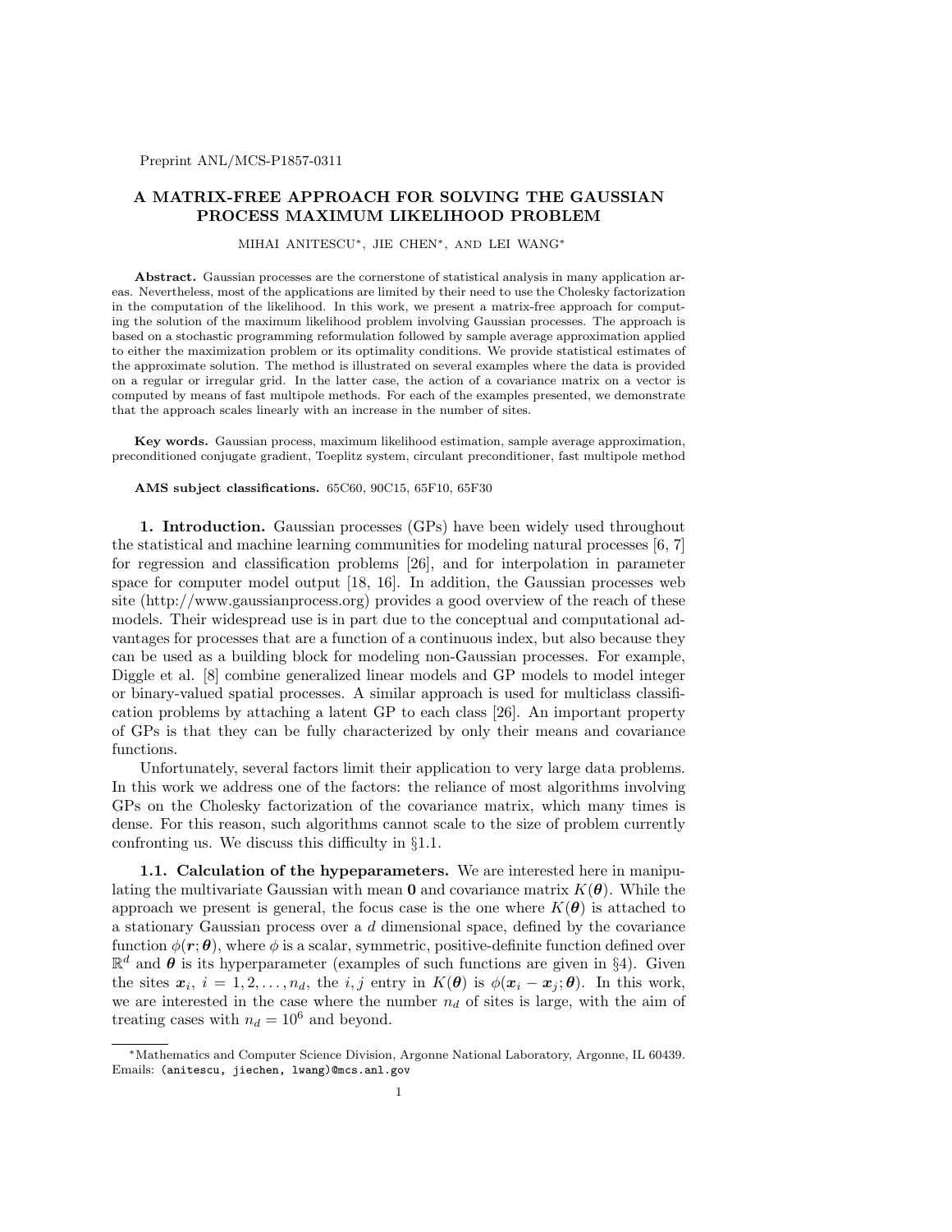Preprint ANL/MCS-P1857-0311

# A MATRIX-FREE APPROACH FOR SOLVING THE GAUSSIAN PROCESS MAXIMUM LIKELIHOOD PROBLEM

MIHAI ANITESCU*, JIE CHEN*, AND LEI WANG*

**Abstract.** Gaussian processes are the cornerstone of statistical analysis in many application areas. Nevertheless, most of the applications are limited by their need to use the Cholesky factorization in the computation of the likelihood. In this work, we present a matrix-free approach for computing the solution of the maximum likelihood problem involving Gaussian processes. The approach is based on a stochastic programming reformulation followed by sample average approximation applied to either the maximization problem or its optimality conditions. We provide statistical estimates of the approximate solution. The method is illustrated on several examples where the data is provided on a regular or irregular grid. In the latter case, the action of a covariance matrix on a vector is computed by means of fast multipole methods. For each of the examples presented, we demonstrate that the approach scales linearly with an increase in the number of sites.

**Key words.** Gaussian process, maximum likelihood estimation, sample average approximation, preconditioned conjugate gradient, Toeplitz system, circulant preconditioner, fast multipole method

**AMS subject classifications.** 65C60, 90C15, 65F10, 65F30

## 1. Introduction.

Gaussian processes (GPs) have been widely used throughout the statistical and machine learning communities for modeling natural processes [6, 7] for regression and classification problems [26], and for interpolation in parameter space for computer model output [18, 16]. In addition, the Gaussian processes web site (http://www.gaussianprocess.org) provides a good overview of the reach of these models. Their widespread use is in part due to the conceptual and computational advantages for processes that are a function of a continuous index, but also because they can be used as a building block for modeling non-Gaussian processes. For example, Diggle et al. [8] combine generalized linear models and GP models to model integer or binary-valued spatial processes. A similar approach is used for multiclass classification problems by attaching a latent GP to each class [26]. An important property of GPs is that they can be fully characterized by only their means and covariance functions.

Unfortunately, several factors limit their application to very large data problems. In this work we address one of the factors: the reliance of most algorithms involving GPs on the Cholesky factorization of the covariance matrix, which many times is dense. For this reason, such algorithms cannot scale to the size of problem currently confronting us. We discuss this difficulty in §1.1.

### 1.1. Calculation of the hypeparameters.

We are interested here in manipulating the multivariate Gaussian with mean $\mathbf{0}$ and covariance matrix $K(\boldsymbol{\theta})$. While the approach we present is general, the focus case is the one where $K(\boldsymbol{\theta})$ is attached to a stationary Gaussian process over a $d$ dimensional space, defined by the covariance function $\phi(\boldsymbol{r}; \boldsymbol{\theta})$, where $\phi$ is a scalar, symmetric, positive-definite function defined over $\mathbb{R}^d$ and $\boldsymbol{\theta}$ is its hyperparameter (examples of such functions are given in §4). Given the sites $\boldsymbol{x}_i$, $i = 1, 2, \ldots, n_d$, the $i, j$ entry in $K(\boldsymbol{\theta})$ is $\phi(\boldsymbol{x}_i - \boldsymbol{x}_j; \boldsymbol{\theta})$. In this work, we are interested in the case where the number $n_d$ of sites is large, with the aim of treating cases with $n_d = 10^6$ and beyond.

---

*Mathematics and Computer Science Division, Argonne National Laboratory, Argonne, IL 60439. Emails: (anitescu, jiechen, lwang)@mcs.anl.gov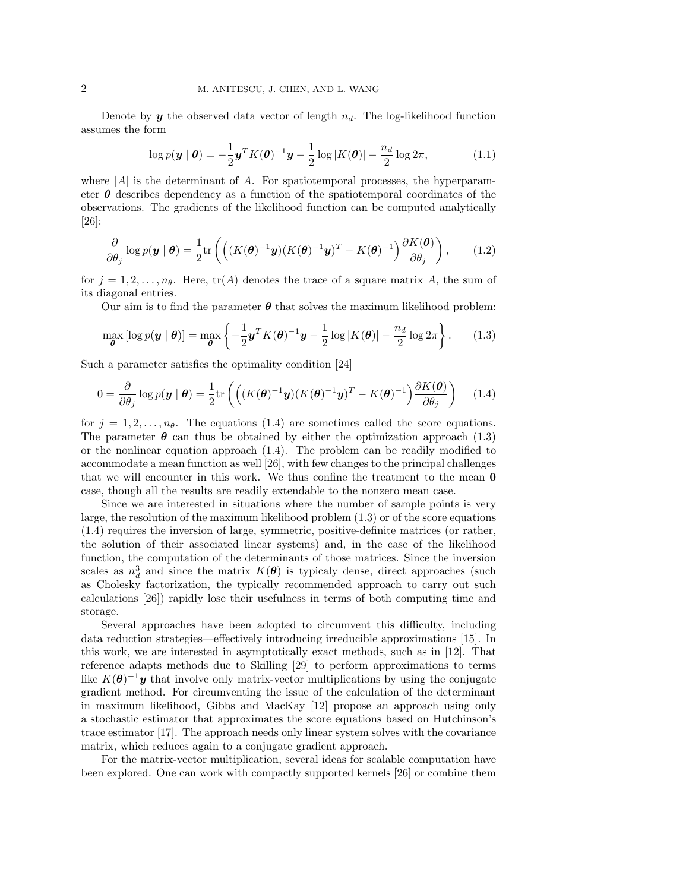Denote by $\boldsymbol{y}$ the observed data vector of length $n_d$. The log-likelihood function assumes the form

$$\log p(\boldsymbol{y} \mid \boldsymbol{\theta}) = -\frac{1}{2}\boldsymbol{y}^T K(\boldsymbol{\theta})^{-1}\boldsymbol{y} - \frac{1}{2}\log|K(\boldsymbol{\theta})| - \frac{n_d}{2}\log 2\pi, \tag{1.1}$$

where $|A|$ is the determinant of $A$. For spatiotemporal processes, the hyperparameter $\boldsymbol{\theta}$ describes dependency as a function of the spatiotemporal coordinates of the observations. The gradients of the likelihood function can be computed analytically [26]:

$$\frac{\partial}{\partial\theta_j}\log p(\boldsymbol{y} \mid \boldsymbol{\theta}) = \frac{1}{2}\mathrm{tr}\left(\left((K(\boldsymbol{\theta})^{-1}\boldsymbol{y})(K(\boldsymbol{\theta})^{-1}\boldsymbol{y})^T - K(\boldsymbol{\theta})^{-1}\right)\frac{\partial K(\boldsymbol{\theta})}{\partial\theta_j}\right), \tag{1.2}$$

for $j = 1, 2, \ldots, n_\theta$. Here, $\mathrm{tr}(A)$ denotes the trace of a square matrix $A$, the sum of its diagonal entries.

Our aim is to find the parameter $\boldsymbol{\theta}$ that solves the maximum likelihood problem:

$$\max_{\boldsymbol{\theta}}\left[\log p(\boldsymbol{y} \mid \boldsymbol{\theta})\right] = \max_{\boldsymbol{\theta}}\left\{-\frac{1}{2}\boldsymbol{y}^T K(\boldsymbol{\theta})^{-1}\boldsymbol{y} - \frac{1}{2}\log|K(\boldsymbol{\theta})| - \frac{n_d}{2}\log 2\pi\right\}. \tag{1.3}$$

Such a parameter satisfies the optimality condition [24]

$$0 = \frac{\partial}{\partial\theta_j}\log p(\boldsymbol{y} \mid \boldsymbol{\theta}) = \frac{1}{2}\mathrm{tr}\left(\left((K(\boldsymbol{\theta})^{-1}\boldsymbol{y})(K(\boldsymbol{\theta})^{-1}\boldsymbol{y})^T - K(\boldsymbol{\theta})^{-1}\right)\frac{\partial K(\boldsymbol{\theta})}{\partial\theta_j}\right) \tag{1.4}$$

for $j = 1, 2, \ldots, n_\theta$. The equations (1.4) are sometimes called the score equations. The parameter $\boldsymbol{\theta}$ can thus be obtained by either the optimization approach (1.3) or the nonlinear equation approach (1.4). The problem can be readily modified to accommodate a mean function as well [26], with few changes to the principal challenges that we will encounter in this work. We thus confine the treatment to the mean $\mathbf{0}$ case, though all the results are readily extendable to the nonzero mean case.

Since we are interested in situations where the number of sample points is very large, the resolution of the maximum likelihood problem (1.3) or of the score equations (1.4) requires the inversion of large, symmetric, positive-definite matrices (or rather, the solution of their associated linear systems) and, in the case of the likelihood function, the computation of the determinants of those matrices. Since the inversion scales as $n_d^3$ and since the matrix $K(\boldsymbol{\theta})$ is typicaly dense, direct approaches (such as Cholesky factorization, the typically recommended approach to carry out such calculations [26]) rapidly lose their usefulness in terms of both computing time and storage.

Several approaches have been adopted to circumvent this difficulty, including data reduction strategies—effectively introducing irreducible approximations [15]. In this work, we are interested in asymptotically exact methods, such as in [12]. That reference adapts methods due to Skilling [29] to perform approximations to terms like $K(\boldsymbol{\theta})^{-1}\boldsymbol{y}$ that involve only matrix-vector multiplications by using the conjugate gradient method. For circumventing the issue of the calculation of the determinant in maximum likelihood, Gibbs and MacKay [12] propose an approach using only a stochastic estimator that approximates the score equations based on Hutchinson's trace estimator [17]. The approach needs only linear system solves with the covariance matrix, which reduces again to a conjugate gradient approach.

For the matrix-vector multiplication, several ideas for scalable computation have been explored. One can work with compactly supported kernels [26] or combine them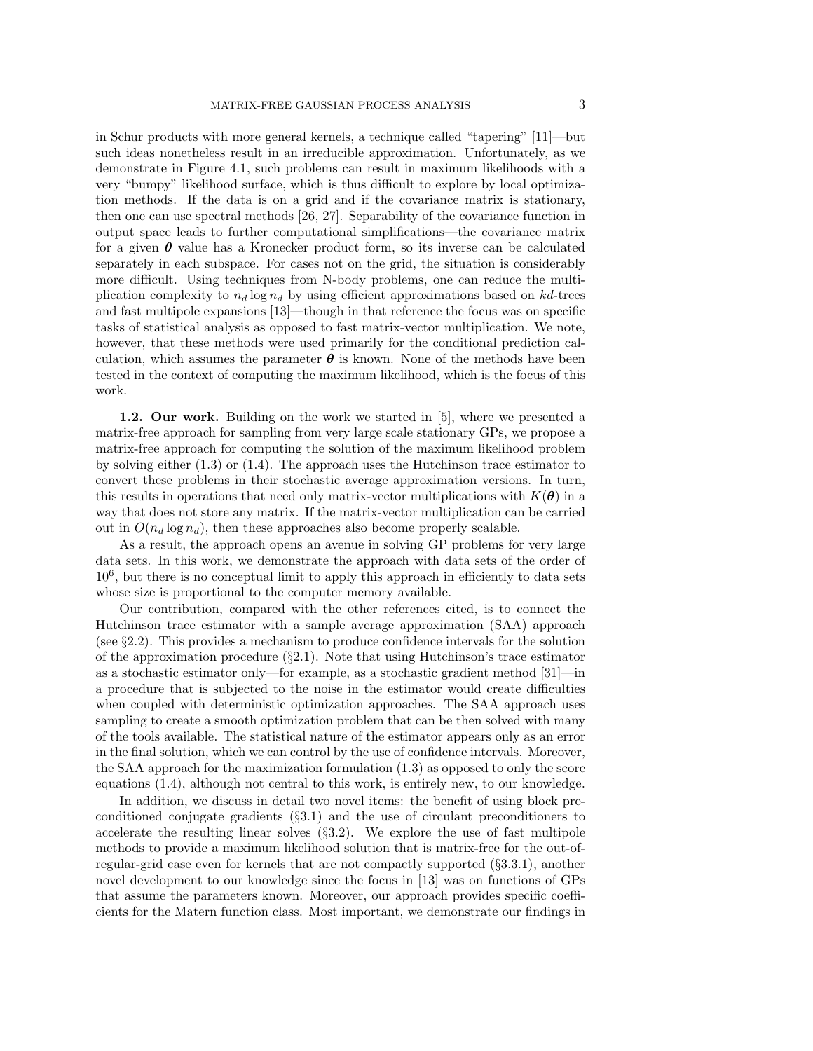in Schur products with more general kernels, a technique called "tapering" [11]—but such ideas nonetheless result in an irreducible approximation. Unfortunately, as we demonstrate in Figure 4.1, such problems can result in maximum likelihoods with a very "bumpy" likelihood surface, which is thus difficult to explore by local optimization methods. If the data is on a grid and if the covariance matrix is stationary, then one can use spectral methods [26, 27]. Separability of the covariance function in output space leads to further computational simplifications—the covariance matrix for a given $\boldsymbol{\theta}$ value has a Kronecker product form, so its inverse can be calculated separately in each subspace. For cases not on the grid, the situation is considerably more difficult. Using techniques from N-body problems, one can reduce the multiplication complexity to $n_d \log n_d$ by using efficient approximations based on *kd*-trees and fast multipole expansions [13]—though in that reference the focus was on specific tasks of statistical analysis as opposed to fast matrix-vector multiplication. We note, however, that these methods were used primarily for the conditional prediction calculation, which assumes the parameter $\boldsymbol{\theta}$ is known. None of the methods have been tested in the context of computing the maximum likelihood, which is the focus of this work.

**1.2. Our work.** Building on the work we started in [5], where we presented a matrix-free approach for sampling from very large scale stationary GPs, we propose a matrix-free approach for computing the solution of the maximum likelihood problem by solving either (1.3) or (1.4). The approach uses the Hutchinson trace estimator to convert these problems in their stochastic average approximation versions. In turn, this results in operations that need only matrix-vector multiplications with $K(\boldsymbol{\theta})$ in a way that does not store any matrix. If the matrix-vector multiplication can be carried out in $O(n_d \log n_d)$, then these approaches also become properly scalable.

As a result, the approach opens an avenue in solving GP problems for very large data sets. In this work, we demonstrate the approach with data sets of the order of $10^6$, but there is no conceptual limit to apply this approach in efficiently to data sets whose size is proportional to the computer memory available.

Our contribution, compared with the other references cited, is to connect the Hutchinson trace estimator with a sample average approximation (SAA) approach (see §2.2). This provides a mechanism to produce confidence intervals for the solution of the approximation procedure (§2.1). Note that using Hutchinson's trace estimator as a stochastic estimator only—for example, as a stochastic gradient method [31]—in a procedure that is subjected to the noise in the estimator would create difficulties when coupled with deterministic optimization approaches. The SAA approach uses sampling to create a smooth optimization problem that can be then solved with many of the tools available. The statistical nature of the estimator appears only as an error in the final solution, which we can control by the use of confidence intervals. Moreover, the SAA approach for the maximization formulation (1.3) as opposed to only the score equations (1.4), although not central to this work, is entirely new, to our knowledge.

In addition, we discuss in detail two novel items: the benefit of using block preconditioned conjugate gradients (§3.1) and the use of circulant preconditioners to accelerate the resulting linear solves (§3.2). We explore the use of fast multipole methods to provide a maximum likelihood solution that is matrix-free for the out-of-regular-grid case even for kernels that are not compactly supported (§3.3.1), another novel development to our knowledge since the focus in [13] was on functions of GPs that assume the parameters known. Moreover, our approach provides specific coefficients for the Matern function class. Most important, we demonstrate our findings in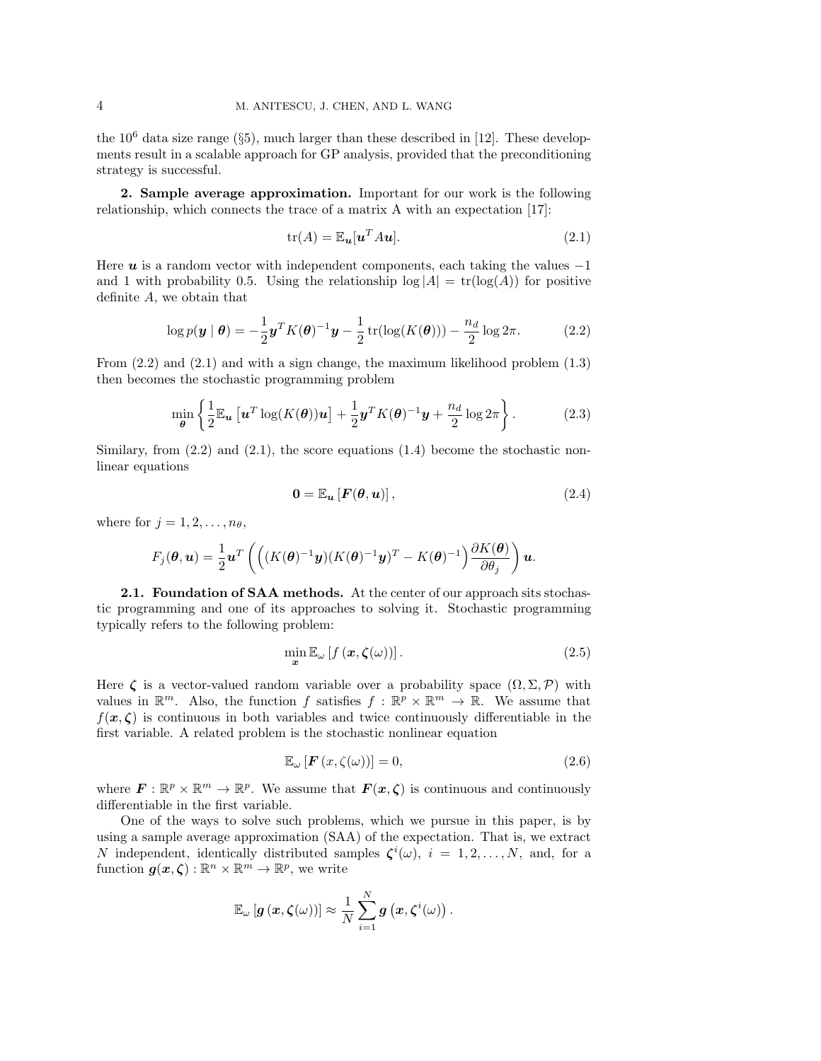the $10^6$ data size range (§5), much larger than these described in [12]. These developments result in a scalable approach for GP analysis, provided that the preconditioning strategy is successful.

## 2. Sample average approximation.

Important for our work is the following relationship, which connects the trace of a matrix A with an expectation [17]:

$$\operatorname{tr}(A) = \mathbb{E}_{\boldsymbol{u}}[\boldsymbol{u}^T A \boldsymbol{u}]. \tag{2.1}$$

Here $\boldsymbol{u}$ is a random vector with independent components, each taking the values $-1$ and 1 with probability 0.5. Using the relationship $\log|A| = \operatorname{tr}(\log(A))$ for positive definite $A$, we obtain that

$$\log p(\boldsymbol{y} \mid \boldsymbol{\theta}) = -\frac{1}{2}\boldsymbol{y}^T K(\boldsymbol{\theta})^{-1}\boldsymbol{y} - \frac{1}{2}\operatorname{tr}(\log(K(\boldsymbol{\theta}))) - \frac{n_d}{2}\log 2\pi. \tag{2.2}$$

From (2.2) and (2.1) and with a sign change, the maximum likelihood problem (1.3) then becomes the stochastic programming problem

$$\min_{\boldsymbol{\theta}} \left\{ \frac{1}{2}\mathbb{E}_{\boldsymbol{u}}\left[\boldsymbol{u}^T \log(K(\boldsymbol{\theta}))\boldsymbol{u}\right] + \frac{1}{2}\boldsymbol{y}^T K(\boldsymbol{\theta})^{-1}\boldsymbol{y} + \frac{n_d}{2}\log 2\pi \right\}. \tag{2.3}$$

Similary, from (2.2) and (2.1), the score equations (1.4) become the stochastic nonlinear equations

$$\boldsymbol{0} = \mathbb{E}_{\boldsymbol{u}}\left[\boldsymbol{F}(\boldsymbol{\theta}, \boldsymbol{u})\right], \tag{2.4}$$

where for $j = 1, 2, \ldots, n_\theta$,

$$F_j(\boldsymbol{\theta}, \boldsymbol{u}) = \frac{1}{2}\boldsymbol{u}^T \left( \left( (K(\boldsymbol{\theta})^{-1}\boldsymbol{y})(K(\boldsymbol{\theta})^{-1}\boldsymbol{y})^T - K(\boldsymbol{\theta})^{-1} \right) \frac{\partial K(\boldsymbol{\theta})}{\partial \theta_j} \right) \boldsymbol{u}.$$

### 2.1. Foundation of SAA methods.

At the center of our approach sits stochastic programming and one of its approaches to solving it. Stochastic programming typically refers to the following problem:

$$\min_{\boldsymbol{x}} \mathbb{E}_\omega \left[ f\left(\boldsymbol{x}, \boldsymbol{\zeta}(\omega)\right)\right]. \tag{2.5}$$

Here $\boldsymbol{\zeta}$ is a vector-valued random variable over a probability space $(\Omega, \Sigma, \mathcal{P})$ with values in $\mathbb{R}^m$. Also, the function $f$ satisfies $f : \mathbb{R}^p \times \mathbb{R}^m \to \mathbb{R}$. We assume that $f(\boldsymbol{x}, \boldsymbol{\zeta})$ is continuous in both variables and twice continuously differentiable in the first variable. A related problem is the stochastic nonlinear equation

$$\mathbb{E}_\omega \left[\boldsymbol{F}\left(x, \zeta(\omega)\right)\right] = 0, \tag{2.6}$$

where $\boldsymbol{F} : \mathbb{R}^p \times \mathbb{R}^m \to \mathbb{R}^p$. We assume that $\boldsymbol{F}(\boldsymbol{x}, \boldsymbol{\zeta})$ is continuous and continuously differentiable in the first variable.

One of the ways to solve such problems, which we pursue in this paper, is by using a sample average approximation (SAA) of the expectation. That is, we extract $N$ independent, identically distributed samples $\boldsymbol{\zeta}^i(\omega)$, $i = 1, 2, \ldots, N$, and, for a function $\boldsymbol{g}(\boldsymbol{x}, \boldsymbol{\zeta}) : \mathbb{R}^n \times \mathbb{R}^m \to \mathbb{R}^p$, we write

$$\mathbb{E}_\omega \left[\boldsymbol{g}\left(\boldsymbol{x}, \boldsymbol{\zeta}(\omega)\right)\right] \approx \frac{1}{N}\sum_{i=1}^{N} \boldsymbol{g}\left(\boldsymbol{x}, \boldsymbol{\zeta}^i(\omega)\right).$$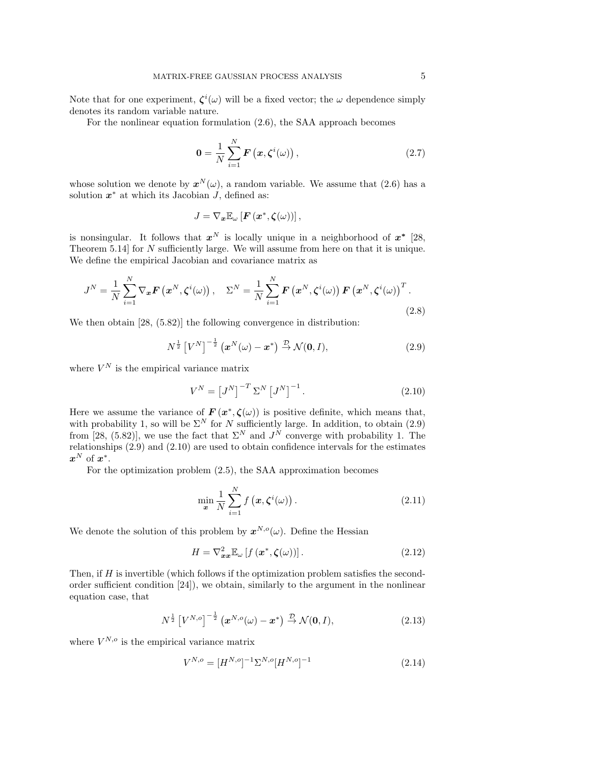Note that for one experiment, $\boldsymbol{\zeta}^i(\omega)$ will be a fixed vector; the $\omega$ dependence simply denotes its random variable nature.

For the nonlinear equation formulation (2.6), the SAA approach becomes

$$\mathbf{0} = \frac{1}{N}\sum_{i=1}^{N} \boldsymbol{F}\left(\boldsymbol{x}, \boldsymbol{\zeta}^i(\omega)\right), \tag{2.7}$$

whose solution we denote by $\boldsymbol{x}^N(\omega)$, a random variable. We assume that (2.6) has a solution $\boldsymbol{x}^*$ at which its Jacobian $J$, defined as:

$$J = \nabla_{\boldsymbol{x}} \mathbb{E}_\omega \left[\boldsymbol{F}\left(\boldsymbol{x}^*, \boldsymbol{\zeta}(\omega)\right)\right],$$

is nonsingular. It follows that $\boldsymbol{x}^N$ is locally unique in a neighborhood of $\boldsymbol{x}^*$ [28, Theorem 5.14] for $N$ sufficiently large. We will assume from here on that it is unique. We define the empirical Jacobian and covariance matrix as

$$J^N = \frac{1}{N}\sum_{i=1}^{N} \nabla_{\boldsymbol{x}} \boldsymbol{F}\left(\boldsymbol{x}^N, \boldsymbol{\zeta}^i(\omega)\right), \quad \Sigma^N = \frac{1}{N}\sum_{i=1}^{N} \boldsymbol{F}\left(\boldsymbol{x}^N, \boldsymbol{\zeta}^i(\omega)\right) \boldsymbol{F}\left(\boldsymbol{x}^N, \boldsymbol{\zeta}^i(\omega)\right)^T. \tag{2.8}$$

We then obtain [28, (5.82)] the following convergence in distribution:

$$N^{\frac{1}{2}} \left[V^N\right]^{-\frac{1}{2}} \left(\boldsymbol{x}^N(\omega) - \boldsymbol{x}^*\right) \xrightarrow{\mathcal{D}} \mathcal{N}(\mathbf{0}, I), \tag{2.9}$$

where $V^N$ is the empirical variance matrix

$$V^N = \left[J^N\right]^{-T} \Sigma^N \left[J^N\right]^{-1}. \tag{2.10}$$

Here we assume the variance of $\boldsymbol{F}\left(\boldsymbol{x}^*, \boldsymbol{\zeta}(\omega)\right)$ is positive definite, which means that, with probability 1, so will be $\Sigma^N$ for $N$ sufficiently large. In addition, to obtain (2.9) from [28, (5.82)], we use the fact that $\Sigma^N$ and $J^N$ converge with probability 1. The relationships (2.9) and (2.10) are used to obtain confidence intervals for the estimates $\boldsymbol{x}^N$ of $\boldsymbol{x}^*$.

For the optimization problem (2.5), the SAA approximation becomes

$$\min_{\boldsymbol{x}} \frac{1}{N}\sum_{i=1}^{N} f\left(\boldsymbol{x}, \boldsymbol{\zeta}^i(\omega)\right). \tag{2.11}$$

We denote the solution of this problem by $\boldsymbol{x}^{N,o}(\omega)$. Define the Hessian

$$H = \nabla^2_{\boldsymbol{x}\boldsymbol{x}} \mathbb{E}_\omega \left[f\left(\boldsymbol{x}^*, \boldsymbol{\zeta}(\omega)\right)\right]. \tag{2.12}$$

Then, if $H$ is invertible (which follows if the optimization problem satisfies the second-order sufficient condition [24]), we obtain, similarly to the argument in the nonlinear equation case, that

$$N^{\frac{1}{2}} \left[V^{N,o}\right]^{-\frac{1}{2}} \left(\boldsymbol{x}^{N,o}(\omega) - \boldsymbol{x}^*\right) \xrightarrow{\mathcal{D}} \mathcal{N}(\mathbf{0}, I), \tag{2.13}$$

where $V^{N,o}$ is the empirical variance matrix

$$V^{N,o} = [H^{N,o}]^{-1} \Sigma^{N,o} [H^{N,o}]^{-1} \tag{2.14}$$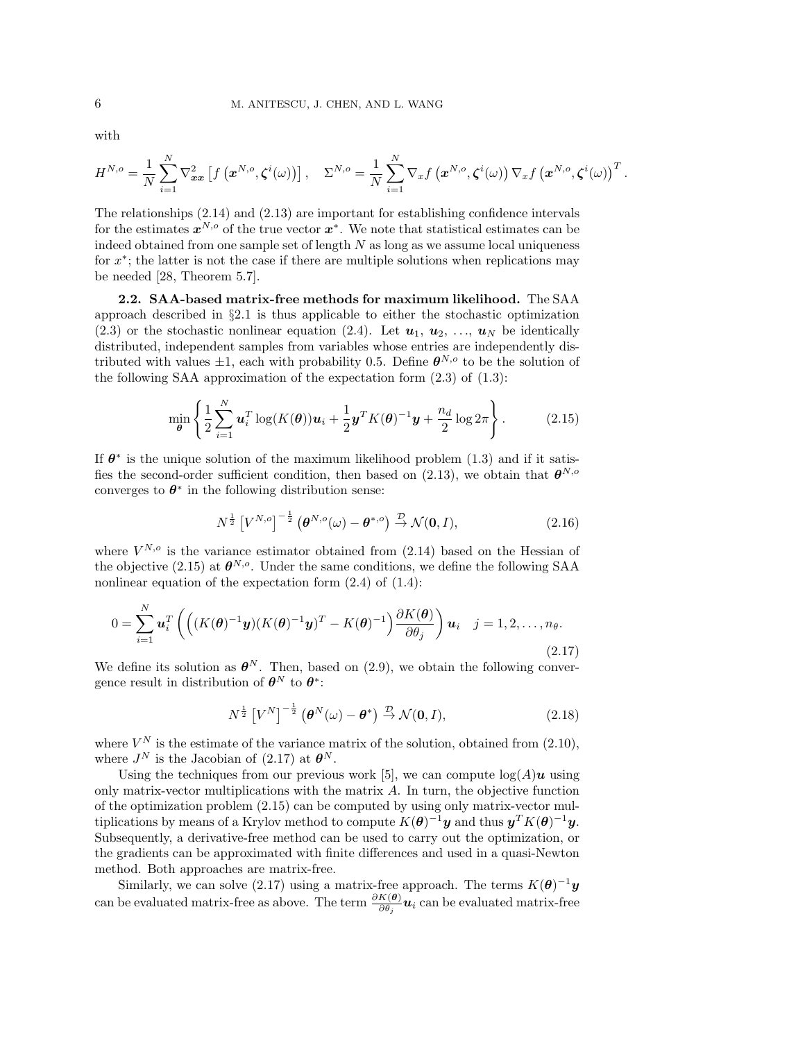with

$$H^{N,o} = \frac{1}{N}\sum_{i=1}^{N} \nabla^2_{\boldsymbol{xx}} \left[ f\left(\boldsymbol{x}^{N,o}, \boldsymbol{\zeta}^i(\omega)\right)\right], \quad \Sigma^{N,o} = \frac{1}{N}\sum_{i=1}^{N} \nabla_x f\left(\boldsymbol{x}^{N,o}, \boldsymbol{\zeta}^i(\omega)\right) \nabla_x f\left(\boldsymbol{x}^{N,o}, \boldsymbol{\zeta}^i(\omega)\right)^T.$$

The relationships (2.14) and (2.13) are important for establishing confidence intervals for the estimates $\boldsymbol{x}^{N,o}$ of the true vector $\boldsymbol{x}^*$. We note that statistical estimates can be indeed obtained from one sample set of length $N$ as long as we assume local uniqueness for $x^*$; the latter is not the case if there are multiple solutions when replications may be needed [28, Theorem 5.7].

**2.2. SAA-based matrix-free methods for maximum likelihood.** The SAA approach described in §2.1 is thus applicable to either the stochastic optimization (2.3) or the stochastic nonlinear equation (2.4). Let $\boldsymbol{u}_1$, $\boldsymbol{u}_2$, $\ldots$, $\boldsymbol{u}_N$ be identically distributed, independent samples from variables whose entries are independently distributed with values $\pm 1$, each with probability 0.5. Define $\boldsymbol{\theta}^{N,o}$ to be the solution of the following SAA approximation of the expectation form (2.3) of (1.3):

$$\min_{\boldsymbol{\theta}} \left\{ \frac{1}{2}\sum_{i=1}^{N} \boldsymbol{u}_i^T \log(K(\boldsymbol{\theta}))\boldsymbol{u}_i + \frac{1}{2}\boldsymbol{y}^T K(\boldsymbol{\theta})^{-1}\boldsymbol{y} + \frac{n_d}{2}\log 2\pi \right\}. \tag{2.15}$$

If $\boldsymbol{\theta}^*$ is the unique solution of the maximum likelihood problem (1.3) and if it satisfies the second-order sufficient condition, then based on (2.13), we obtain that $\boldsymbol{\theta}^{N,o}$ converges to $\boldsymbol{\theta}^*$ in the following distribution sense:

$$N^{\frac{1}{2}} \left[V^{N,o}\right]^{-\frac{1}{2}} \left(\boldsymbol{\theta}^{N,o}(\omega) - \boldsymbol{\theta}^{*,o}\right) \xrightarrow{\mathcal{D}} \mathcal{N}(\boldsymbol{0}, I), \tag{2.16}$$

where $V^{N,o}$ is the variance estimator obtained from (2.14) based on the Hessian of the objective (2.15) at $\boldsymbol{\theta}^{N,o}$. Under the same conditions, we define the following SAA nonlinear equation of the expectation form (2.4) of (1.4):

$$0 = \sum_{i=1}^{N} \boldsymbol{u}_i^T \left( \left( (K(\boldsymbol{\theta})^{-1}\boldsymbol{y})(K(\boldsymbol{\theta})^{-1}\boldsymbol{y})^T - K(\boldsymbol{\theta})^{-1} \right) \frac{\partial K(\boldsymbol{\theta})}{\partial \theta_j} \right) \boldsymbol{u}_i \quad j = 1, 2, \ldots, n_\theta. \tag{2.17}$$

We define its solution as $\boldsymbol{\theta}^N$. Then, based on (2.9), we obtain the following convergence result in distribution of $\boldsymbol{\theta}^N$ to $\boldsymbol{\theta}^*$:

$$N^{\frac{1}{2}} \left[V^{N}\right]^{-\frac{1}{2}} \left(\boldsymbol{\theta}^{N}(\omega) - \boldsymbol{\theta}^{*}\right) \xrightarrow{\mathcal{D}} \mathcal{N}(\boldsymbol{0}, I), \tag{2.18}$$

where $V^N$ is the estimate of the variance matrix of the solution, obtained from (2.10), where $J^N$ is the Jacobian of (2.17) at $\boldsymbol{\theta}^N$.

Using the techniques from our previous work [5], we can compute $\log(A)\boldsymbol{u}$ using only matrix-vector multiplications with the matrix $A$. In turn, the objective function of the optimization problem (2.15) can be computed by using only matrix-vector multiplications by means of a Krylov method to compute $K(\boldsymbol{\theta})^{-1}\boldsymbol{y}$ and thus $\boldsymbol{y}^T K(\boldsymbol{\theta})^{-1}\boldsymbol{y}$. Subsequently, a derivative-free method can be used to carry out the optimization, or the gradients can be approximated with finite differences and used in a quasi-Newton method. Both approaches are matrix-free.

Similarly, we can solve (2.17) using a matrix-free approach. The terms $K(\boldsymbol{\theta})^{-1}\boldsymbol{y}$ can be evaluated matrix-free as above. The term $\frac{\partial K(\boldsymbol{\theta})}{\partial \theta_j}\boldsymbol{u}_i$ can be evaluated matrix-free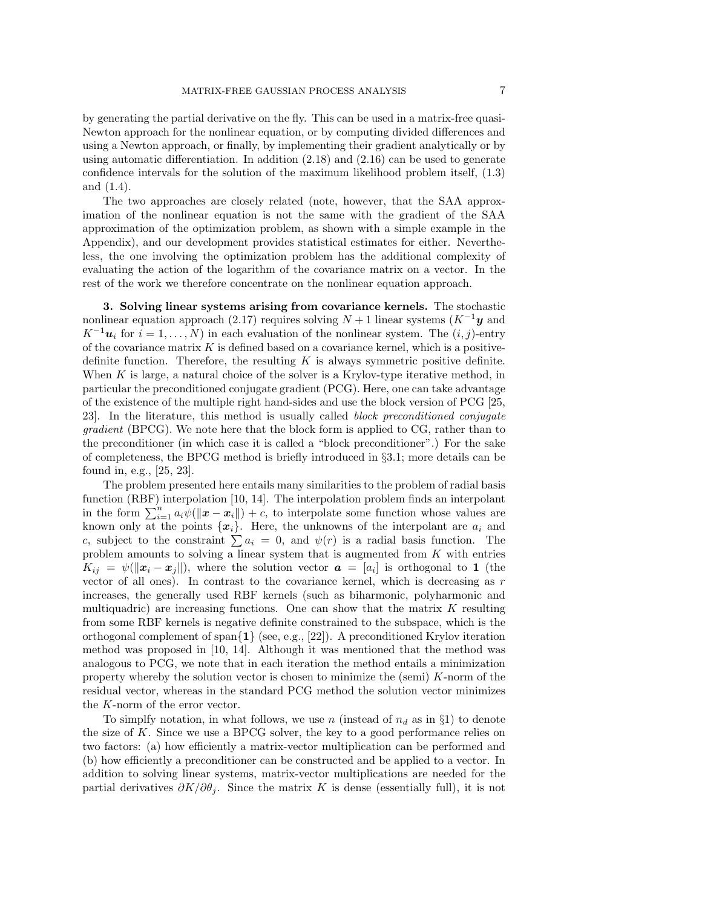by generating the partial derivative on the fly. This can be used in a matrix-free quasi-Newton approach for the nonlinear equation, or by computing divided differences and using a Newton approach, or finally, by implementing their gradient analytically or by using automatic differentiation. In addition (2.18) and (2.16) can be used to generate confidence intervals for the solution of the maximum likelihood problem itself, (1.3) and (1.4).

The two approaches are closely related (note, however, that the SAA approximation of the nonlinear equation is not the same with the gradient of the SAA approximation of the optimization problem, as shown with a simple example in the Appendix), and our development provides statistical estimates for either. Nevertheless, the one involving the optimization problem has the additional complexity of evaluating the action of the logarithm of the covariance matrix on a vector. In the rest of the work we therefore concentrate on the nonlinear equation approach.

## 3. Solving linear systems arising from covariance kernels.

The stochastic nonlinear equation approach (2.17) requires solving $N+1$ linear systems ($K^{-1}\boldsymbol{y}$ and $K^{-1}\boldsymbol{u}_i$ for $i = 1, \ldots, N$) in each evaluation of the nonlinear system. The $(i, j)$-entry of the covariance matrix $K$ is defined based on a covariance kernel, which is a positive-definite function. Therefore, the resulting $K$ is always symmetric positive definite. When $K$ is large, a natural choice of the solver is a Krylov-type iterative method, in particular the preconditioned conjugate gradient (PCG). Here, one can take advantage of the existence of the multiple right hand-sides and use the block version of PCG [25, 23]. In the literature, this method is usually called *block preconditioned conjugate gradient* (BPCG). We note here that the block form is applied to CG, rather than to the preconditioner (in which case it is called a "block preconditioner".) For the sake of completeness, the BPCG method is briefly introduced in §3.1; more details can be found in, e.g., [25, 23].

The problem presented here entails many similarities to the problem of radial basis function (RBF) interpolation [10, 14]. The interpolation problem finds an interpolant in the form $\sum_{i=1}^{n} a_i \psi(\|\boldsymbol{x} - \boldsymbol{x}_i\|) + c$, to interpolate some function whose values are known only at the points $\{\boldsymbol{x}_i\}$. Here, the unknowns of the interpolant are $a_i$ and $c$, subject to the constraint $\sum a_i = 0$, and $\psi(r)$ is a radial basis function. The problem amounts to solving a linear system that is augmented from $K$ with entries $K_{ij} = \psi(\|\boldsymbol{x}_i - \boldsymbol{x}_j\|)$, where the solution vector $\boldsymbol{a} = [a_i]$ is orthogonal to $\mathbf{1}$ (the vector of all ones). In contrast to the covariance kernel, which is decreasing as $r$ increases, the generally used RBF kernels (such as biharmonic, polyharmonic and multiquadric) are increasing functions. One can show that the matrix $K$ resulting from some RBF kernels is negative definite constrained to the subspace, which is the orthogonal complement of $\text{span}\{\mathbf{1}\}$ (see, e.g., [22]). A preconditioned Krylov iteration method was proposed in [10, 14]. Although it was mentioned that the method was analogous to PCG, we note that in each iteration the method entails a minimization property whereby the solution vector is chosen to minimize the (semi) $K$-norm of the residual vector, whereas in the standard PCG method the solution vector minimizes the $K$-norm of the error vector.

To simplfy notation, in what follows, we use $n$ (instead of $n_d$ as in §1) to denote the size of $K$. Since we use a BPCG solver, the key to a good performance relies on two factors: (a) how efficiently a matrix-vector multiplication can be performed and (b) how efficiently a preconditioner can be constructed and be applied to a vector. In addition to solving linear systems, matrix-vector multiplications are needed for the partial derivatives $\partial K / \partial \theta_j$. Since the matrix $K$ is dense (essentially full), it is not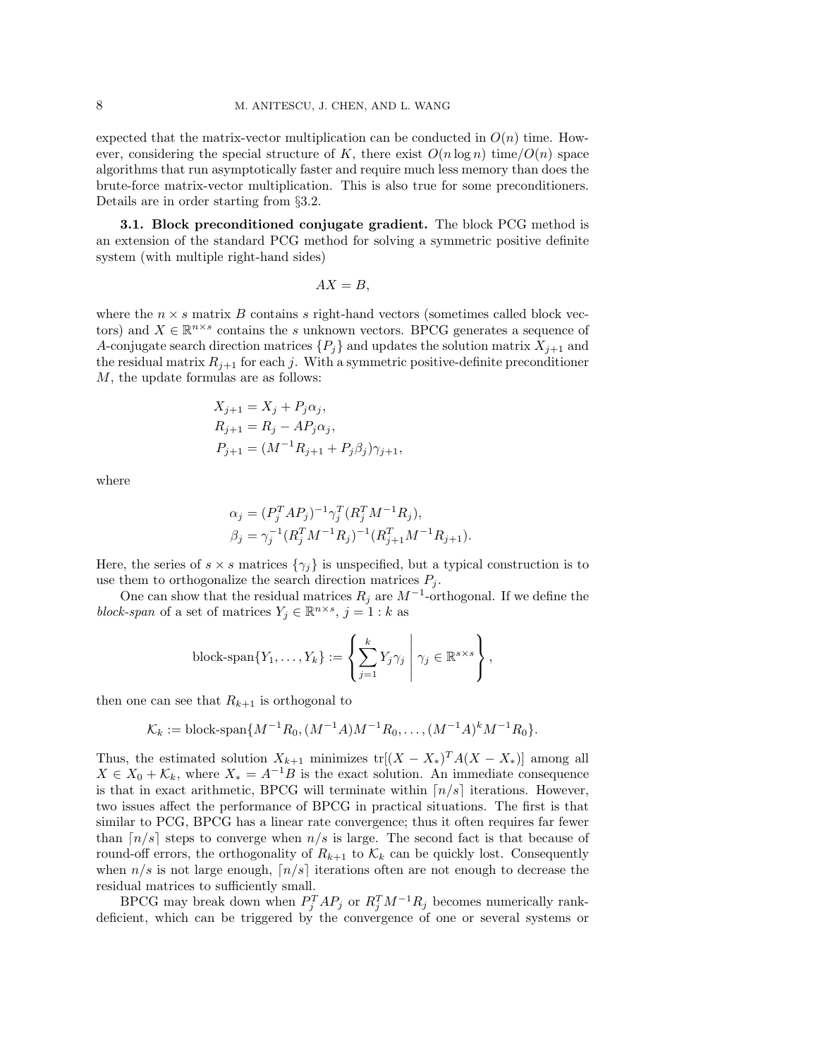expected that the matrix-vector multiplication can be conducted in $O(n)$ time. However, considering the special structure of $K$, there exist $O(n \log n)$ time/$O(n)$ space algorithms that run asymptotically faster and require much less memory than does the brute-force matrix-vector multiplication. This is also true for some preconditioners. Details are in order starting from §3.2.

**3.1. Block preconditioned conjugate gradient.** The block PCG method is an extension of the standard PCG method for solving a symmetric positive definite system (with multiple right-hand sides)

$$AX = B,$$

where the $n \times s$ matrix $B$ contains $s$ right-hand vectors (sometimes called block vectors) and $X \in \mathbb{R}^{n \times s}$ contains the $s$ unknown vectors. BPCG generates a sequence of $A$-conjugate search direction matrices $\{P_j\}$ and updates the solution matrix $X_{j+1}$ and the residual matrix $R_{j+1}$ for each $j$. With a symmetric positive-definite preconditioner $M$, the update formulas are as follows:

$$\begin{aligned}
X_{j+1} &= X_j + P_j \alpha_j, \\
R_{j+1} &= R_j - A P_j \alpha_j, \\
P_{j+1} &= (M^{-1} R_{j+1} + P_j \beta_j) \gamma_{j+1},
\end{aligned}$$

where

$$\begin{aligned}
\alpha_j &= (P_j^T A P_j)^{-1} \gamma_j^T (R_j^T M^{-1} R_j), \\
\beta_j &= \gamma_j^{-1} (R_j^T M^{-1} R_j)^{-1} (R_{j+1}^T M^{-1} R_{j+1}).
\end{aligned}$$

Here, the series of $s \times s$ matrices $\{\gamma_j\}$ is unspecified, but a typical construction is to use them to orthogonalize the search direction matrices $P_j$.

One can show that the residual matrices $R_j$ are $M^{-1}$-orthogonal. If we define the *block-span* of a set of matrices $Y_j \in \mathbb{R}^{n \times s}$, $j = 1 : k$ as

$$\text{block-span}\{Y_1, \ldots, Y_k\} := \left\{ \sum_{j=1}^{k} Y_j \gamma_j \;\middle|\; \gamma_j \in \mathbb{R}^{s \times s} \right\},$$

then one can see that $R_{k+1}$ is orthogonal to

$$\mathcal{K}_k := \text{block-span}\{M^{-1} R_0, (M^{-1} A) M^{-1} R_0, \ldots, (M^{-1} A)^k M^{-1} R_0\}.$$

Thus, the estimated solution $X_{k+1}$ minimizes $\text{tr}[(X - X_*)^T A (X - X_*)]$ among all $X \in X_0 + \mathcal{K}_k$, where $X_* = A^{-1} B$ is the exact solution. An immediate consequence is that in exact arithmetic, BPCG will terminate within $\lceil n/s \rceil$ iterations. However, two issues affect the performance of BPCG in practical situations. The first is that similar to PCG, BPCG has a linear rate convergence; thus it often requires far fewer than $\lceil n/s \rceil$ steps to converge when $n/s$ is large. The second fact is that because of round-off errors, the orthogonality of $R_{k+1}$ to $\mathcal{K}_k$ can be quickly lost. Consequently when $n/s$ is not large enough, $\lceil n/s \rceil$ iterations often are not enough to decrease the residual matrices to sufficiently small.

BPCG may break down when $P_j^T A P_j$ or $R_j^T M^{-1} R_j$ becomes numerically rank-deficient, which can be triggered by the convergence of one or several systems or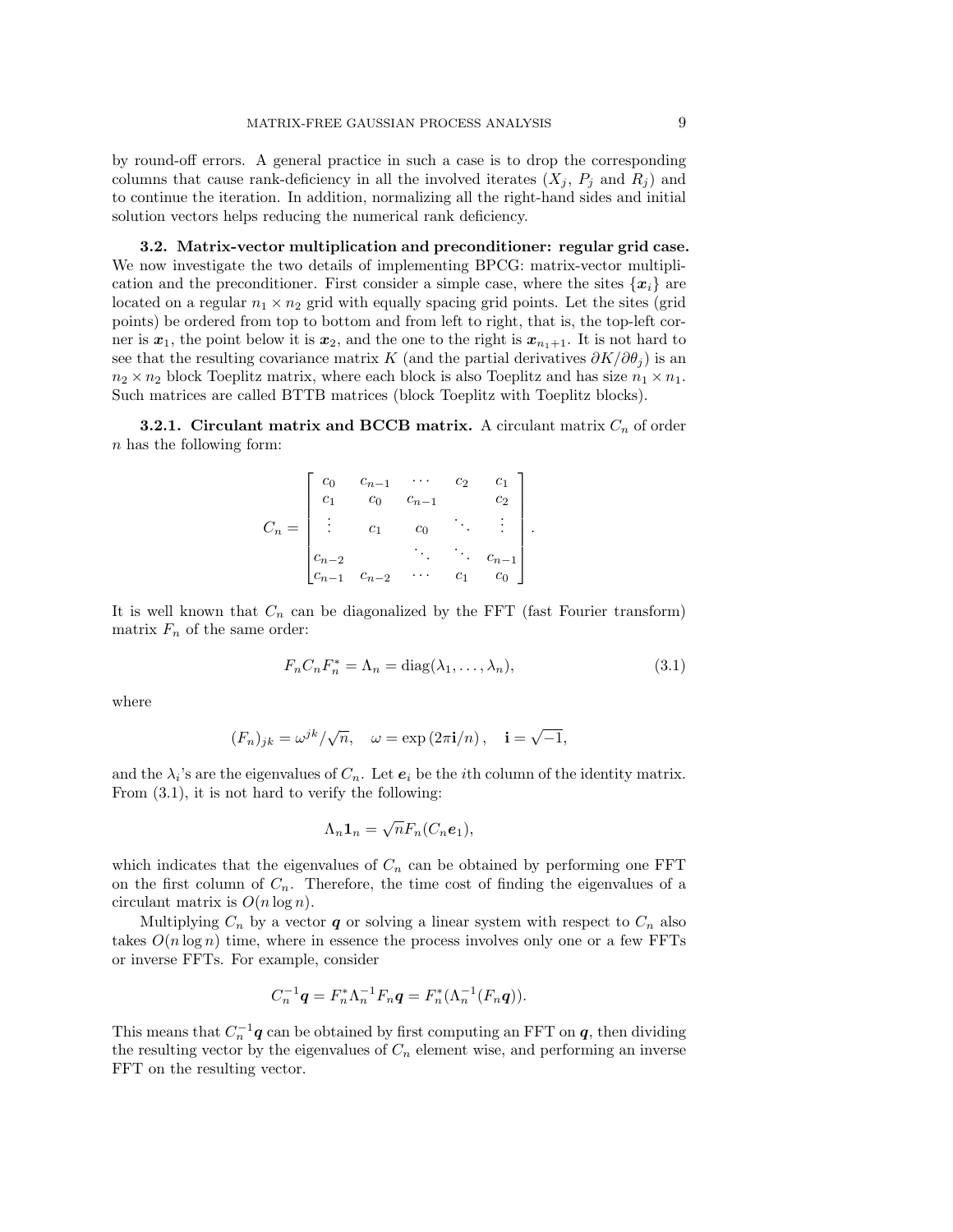by round-off errors. A general practice in such a case is to drop the corresponding columns that cause rank-deficiency in all the involved iterates ($X_j$, $P_j$ and $R_j$) and to continue the iteration. In addition, normalizing all the right-hand sides and initial solution vectors helps reducing the numerical rank deficiency.

### 3.2. Matrix-vector multiplication and preconditioner: regular grid case.

We now investigate the two details of implementing BPCG: matrix-vector multiplication and the preconditioner. First consider a simple case, where the sites $\{\boldsymbol{x}_i\}$ are located on a regular $n_1 \times n_2$ grid with equally spacing grid points. Let the sites (grid points) be ordered from top to bottom and from left to right, that is, the top-left corner is $\boldsymbol{x}_1$, the point below it is $\boldsymbol{x}_2$, and the one to the right is $\boldsymbol{x}_{n_1+1}$. It is not hard to see that the resulting covariance matrix $K$ (and the partial derivatives $\partial K/\partial \theta_j$) is an $n_2 \times n_2$ block Toeplitz matrix, where each block is also Toeplitz and has size $n_1 \times n_1$. Such matrices are called BTTB matrices (block Toeplitz with Toeplitz blocks).

#### 3.2.1. Circulant matrix and BCCB matrix.

A circulant matrix $C_n$ of order $n$ has the following form:

$$C_n = \begin{bmatrix} c_0 & c_{n-1} & \cdots & c_2 & c_1 \\ c_1 & c_0 & c_{n-1} & & c_2 \\ \vdots & c_1 & c_0 & \ddots & \vdots \\ c_{n-2} & & \ddots & \ddots & c_{n-1} \\ c_{n-1} & c_{n-2} & \cdots & c_1 & c_0 \end{bmatrix}.$$

It is well known that $C_n$ can be diagonalized by the FFT (fast Fourier transform) matrix $F_n$ of the same order:

$$F_n C_n F_n^* = \Lambda_n = \operatorname{diag}(\lambda_1, \ldots, \lambda_n), \tag{3.1}$$

where

$$(F_n)_{jk} = \omega^{jk}/\sqrt{n}, \quad \omega = \exp(2\pi \mathbf{i}/n), \quad \mathbf{i} = \sqrt{-1},$$

and the $\lambda_i$'s are the eigenvalues of $C_n$. Let $\boldsymbol{e}_i$ be the $i$th column of the identity matrix. From (3.1), it is not hard to verify the following:

$$\Lambda_n \mathbf{1}_n = \sqrt{n} F_n (C_n \boldsymbol{e}_1),$$

which indicates that the eigenvalues of $C_n$ can be obtained by performing one FFT on the first column of $C_n$. Therefore, the time cost of finding the eigenvalues of a circulant matrix is $O(n \log n)$.

Multiplying $C_n$ by a vector $\boldsymbol{q}$ or solving a linear system with respect to $C_n$ also takes $O(n \log n)$ time, where in essence the process involves only one or a few FFTs or inverse FFTs. For example, consider

$$C_n^{-1} \boldsymbol{q} = F_n^* \Lambda_n^{-1} F_n \boldsymbol{q} = F_n^* (\Lambda_n^{-1} (F_n \boldsymbol{q})).$$

This means that $C_n^{-1}\boldsymbol{q}$ can be obtained by first computing an FFT on $\boldsymbol{q}$, then dividing the resulting vector by the eigenvalues of $C_n$ element wise, and performing an inverse FFT on the resulting vector.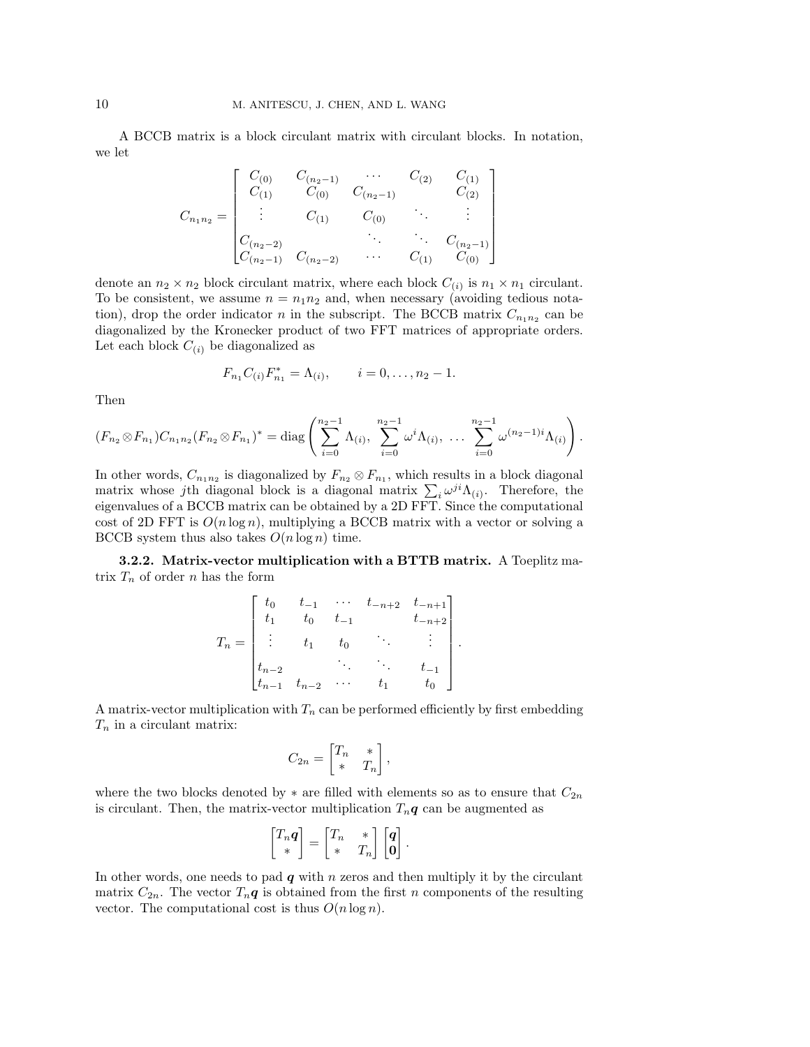A BCCB matrix is a block circulant matrix with circulant blocks. In notation, we let

$$
C_{n_1 n_2} = \begin{bmatrix}
C_{(0)} & C_{(n_2-1)} & \cdots & C_{(2)} & C_{(1)} \\
C_{(1)} & C_{(0)} & C_{(n_2-1)} & & C_{(2)} \\
\vdots & C_{(1)} & C_{(0)} & \ddots & \vdots \\
C_{(n_2-2)} & & \ddots & \ddots & C_{(n_2-1)} \\
C_{(n_2-1)} & C_{(n_2-2)} & \cdots & C_{(1)} & C_{(0)}
\end{bmatrix}
$$

denote an $n_2 \times n_2$ block circulant matrix, where each block $C_{(i)}$ is $n_1 \times n_1$ circulant. To be consistent, we assume $n = n_1 n_2$ and, when necessary (avoiding tedious notation), drop the order indicator $n$ in the subscript. The BCCB matrix $C_{n_1 n_2}$ can be diagonalized by the Kronecker product of two FFT matrices of appropriate orders. Let each block $C_{(i)}$ be diagonalized as

$$
F_{n_1} C_{(i)} F_{n_1}^* = \Lambda_{(i)}, \qquad i = 0, \dots, n_2 - 1.
$$

Then

$$
(F_{n_2} \otimes F_{n_1}) C_{n_1 n_2} (F_{n_2} \otimes F_{n_1})^* = \operatorname{diag}\left( \sum_{i=0}^{n_2-1} \Lambda_{(i)},\ \sum_{i=0}^{n_2-1} \omega^i \Lambda_{(i)},\ \dots \sum_{i=0}^{n_2-1} \omega^{(n_2-1)i} \Lambda_{(i)} \right).
$$

In other words, $C_{n_1 n_2}$ is diagonalized by $F_{n_2} \otimes F_{n_1}$, which results in a block diagonal matrix whose $j$th diagonal block is a diagonal matrix $\sum_i \omega^{ji} \Lambda_{(i)}$. Therefore, the eigenvalues of a BCCB matrix can be obtained by a 2D FFT. Since the computational cost of 2D FFT is $O(n \log n)$, multiplying a BCCB matrix with a vector or solving a BCCB system thus also takes $O(n \log n)$ time.

**3.2.2. Matrix-vector multiplication with a BTTB matrix.** A Toeplitz matrix $T_n$ of order $n$ has the form

$$
T_n = \begin{bmatrix}
t_0 & t_{-1} & \cdots & t_{-n+2} & t_{-n+1} \\
t_1 & t_0 & t_{-1} & & t_{-n+2} \\
\vdots & t_1 & t_0 & \ddots & \vdots \\
t_{n-2} & & \ddots & \ddots & t_{-1} \\
t_{n-1} & t_{n-2} & \cdots & t_1 & t_0
\end{bmatrix}.
$$

A matrix-vector multiplication with $T_n$ can be performed efficiently by first embedding $T_n$ in a circulant matrix:

$$
C_{2n} = \begin{bmatrix} T_n & * \\ * & T_n \end{bmatrix},
$$

where the two blocks denoted by $*$ are filled with elements so as to ensure that $C_{2n}$ is circulant. Then, the matrix-vector multiplication $T_n \boldsymbol{q}$ can be augmented as

$$
\begin{bmatrix} T_n \boldsymbol{q} \\ * \end{bmatrix} = \begin{bmatrix} T_n & * \\ * & T_n \end{bmatrix} \begin{bmatrix} \boldsymbol{q} \\ \boldsymbol{0} \end{bmatrix}.
$$

In other words, one needs to pad $\boldsymbol{q}$ with $n$ zeros and then multiply it by the circulant matrix $C_{2n}$. The vector $T_n \boldsymbol{q}$ is obtained from the first $n$ components of the resulting vector. The computational cost is thus $O(n \log n)$.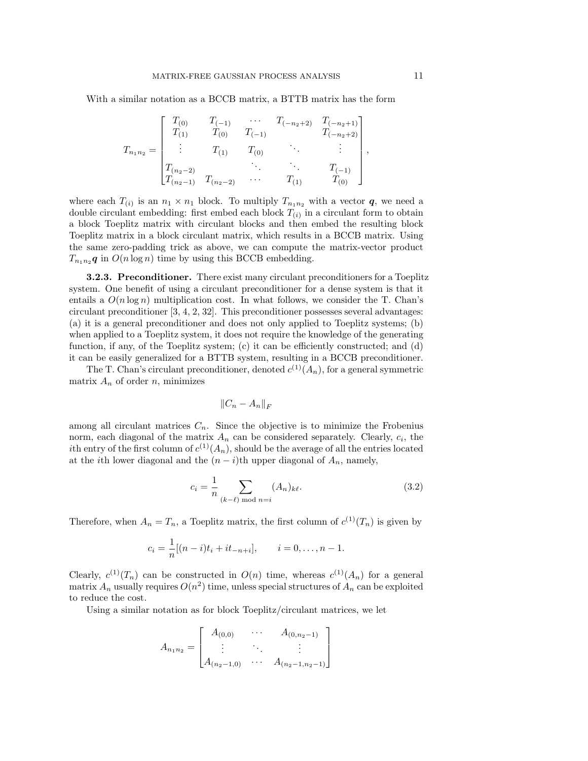With a similar notation as a BCCB matrix, a BTTB matrix has the form

$$T_{n_1 n_2} = \begin{bmatrix} T_{(0)} & T_{(-1)} & \cdots & T_{(-n_2+2)} & T_{(-n_2+1)} \\ T_{(1)} & T_{(0)} & T_{(-1)} & & T_{(-n_2+2)} \\ \vdots & T_{(1)} & T_{(0)} & \ddots & \vdots \\ T_{(n_2-2)} & & \ddots & \ddots & T_{(-1)} \\ T_{(n_2-1)} & T_{(n_2-2)} & \cdots & T_{(1)} & T_{(0)} \end{bmatrix},$$

where each $T_{(i)}$ is an $n_1 \times n_1$ block. To multiply $T_{n_1 n_2}$ with a vector $\boldsymbol{q}$, we need a double circulant embedding: first embed each block $T_{(i)}$ in a circulant form to obtain a block Toeplitz matrix with circulant blocks and then embed the resulting block Toeplitz matrix in a block circulant matrix, which results in a BCCB matrix. Using the same zero-padding trick as above, we can compute the matrix-vector product $T_{n_1 n_2}\boldsymbol{q}$ in $O(n \log n)$ time by using this BCCB embedding.

**3.2.3. Preconditioner.** There exist many circulant preconditioners for a Toeplitz system. One benefit of using a circulant preconditioner for a dense system is that it entails a $O(n \log n)$ multiplication cost. In what follows, we consider the T. Chan's circulant preconditioner [3, 4, 2, 32]. This preconditioner possesses several advantages: (a) it is a general preconditioner and does not only applied to Toeplitz systems; (b) when applied to a Toeplitz system, it does not require the knowledge of the generating function, if any, of the Toeplitz system; (c) it can be efficiently constructed; and (d) it can be easily generalized for a BTTB system, resulting in a BCCB preconditioner.

The T. Chan's circulant preconditioner, denoted $c^{(1)}(A_n)$, for a general symmetric matrix $A_n$ of order $n$, minimizes

$$\|C_n - A_n\|_F$$

among all circulant matrices $C_n$. Since the objective is to minimize the Frobenius norm, each diagonal of the matrix $A_n$ can be considered separately. Clearly, $c_i$, the $i$th entry of the first column of $c^{(1)}(A_n)$, should be the average of all the entries located at the $i$th lower diagonal and the $(n-i)$th upper diagonal of $A_n$, namely,

$$c_i = \frac{1}{n} \sum_{(k-\ell) \bmod n = i} (A_n)_{k\ell}. \tag{3.2}$$

Therefore, when $A_n = T_n$, a Toeplitz matrix, the first column of $c^{(1)}(T_n)$ is given by

$$c_i = \frac{1}{n}[(n-i)t_i + i t_{-n+i}], \qquad i = 0, \ldots, n-1.$$

Clearly, $c^{(1)}(T_n)$ can be constructed in $O(n)$ time, whereas $c^{(1)}(A_n)$ for a general matrix $A_n$ usually requires $O(n^2)$ time, unless special structures of $A_n$ can be exploited to reduce the cost.

Using a similar notation as for block Toeplitz/circulant matrices, we let

$$A_{n_1 n_2} = \begin{bmatrix} A_{(0,0)} & \cdots & A_{(0,n_2-1)} \\ \vdots & \ddots & \vdots \\ A_{(n_2-1,0)} & \cdots & A_{(n_2-1,n_2-1)} \end{bmatrix}$$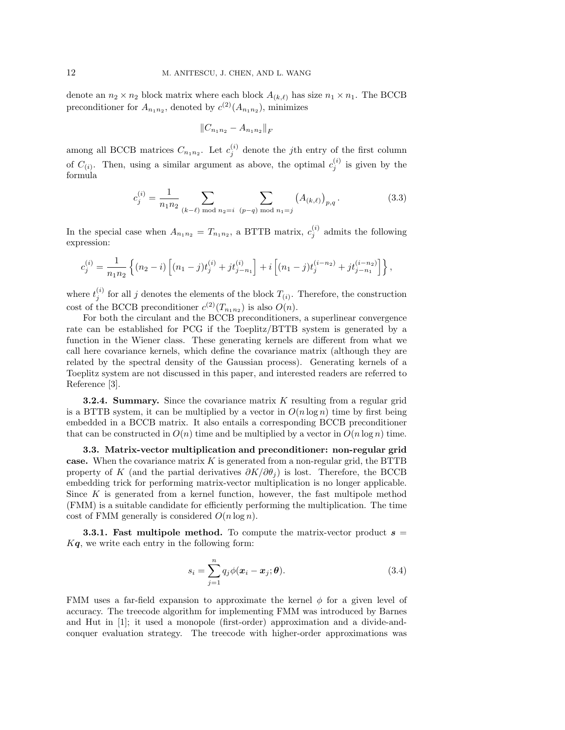denote an $n_2 \times n_2$ block matrix where each block $A_{(k,\ell)}$ has size $n_1 \times n_1$. The BCCB preconditioner for $A_{n_1 n_2}$, denoted by $c^{(2)}(A_{n_1 n_2})$, minimizes

$$\|C_{n_1 n_2} - A_{n_1 n_2}\|_F$$

among all BCCB matrices $C_{n_1 n_2}$. Let $c_j^{(i)}$ denote the $j$th entry of the first column of $C_{(i)}$. Then, using a similar argument as above, the optimal $c_j^{(i)}$ is given by the formula

$$c_j^{(i)} = \frac{1}{n_1 n_2} \sum_{(k-\ell) \bmod n_2 = i} \; \sum_{(p-q) \bmod n_1 = j} \left(A_{(k,\ell)}\right)_{p,q}. \tag{3.3}$$

In the special case when $A_{n_1 n_2} = T_{n_1 n_2}$, a BTTB matrix, $c_j^{(i)}$ admits the following expression:

$$c_j^{(i)} = \frac{1}{n_1 n_2} \left\{ (n_2 - i)\left[(n_1 - j)t_j^{(i)} + j t_{j-n_1}^{(i)}\right] + i\left[(n_1 - j)t_j^{(i-n_2)} + j t_{j-n_1}^{(i-n_2)}\right] \right\},$$

where $t_j^{(i)}$ for all $j$ denotes the elements of the block $T_{(i)}$. Therefore, the construction cost of the BCCB preconditioner $c^{(2)}(T_{n_1 n_2})$ is also $O(n)$.

For both the circulant and the BCCB preconditioners, a superlinear convergence rate can be established for PCG if the Toeplitz/BTTB system is generated by a function in the Wiener class. These generating kernels are different from what we call here covariance kernels, which define the covariance matrix (although they are related by the spectral density of the Gaussian process). Generating kernels of a Toeplitz system are not discussed in this paper, and interested readers are referred to Reference [3].

**3.2.4. Summary.** Since the covariance matrix $K$ resulting from a regular grid is a BTTB system, it can be multiplied by a vector in $O(n \log n)$ time by first being embedded in a BCCB matrix. It also entails a corresponding BCCB preconditioner that can be constructed in $O(n)$ time and be multiplied by a vector in $O(n \log n)$ time.

**3.3. Matrix-vector multiplication and preconditioner: non-regular grid case.** When the covariance matrix $K$ is generated from a non-regular grid, the BTTB property of $K$ (and the partial derivatives $\partial K / \partial \theta_j$) is lost. Therefore, the BCCB embedding trick for performing matrix-vector multiplication is no longer applicable. Since $K$ is generated from a kernel function, however, the fast multipole method (FMM) is a suitable candidate for efficiently performing the multiplication. The time cost of FMM generally is considered $O(n \log n)$.

**3.3.1. Fast multipole method.** To compute the matrix-vector product $\boldsymbol{s} = K\boldsymbol{q}$, we write each entry in the following form:

$$s_i = \sum_{j=1}^{n} q_j \phi(\boldsymbol{x}_i - \boldsymbol{x}_j; \boldsymbol{\theta}). \tag{3.4}$$

FMM uses a far-field expansion to approximate the kernel $\phi$ for a given level of accuracy. The treecode algorithm for implementing FMM was introduced by Barnes and Hut in [1]; it used a monopole (first-order) approximation and a divide-and-conquer evaluation strategy. The treecode with higher-order approximations was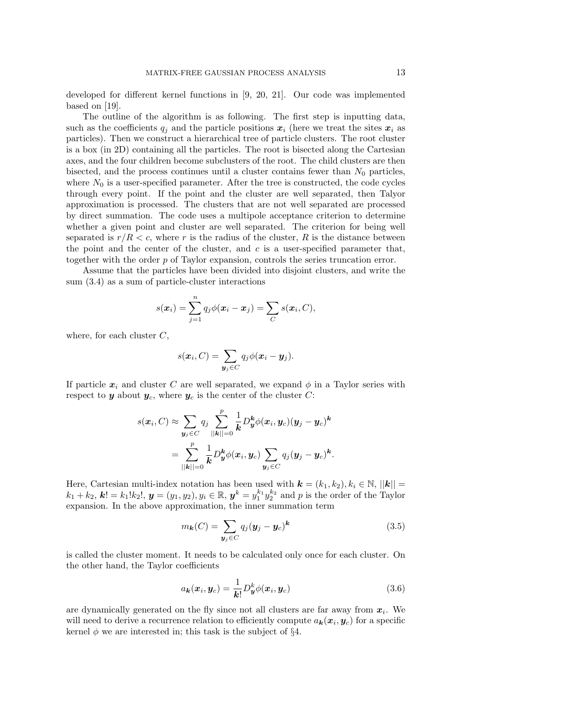developed for different kernel functions in [9, 20, 21]. Our code was implemented based on [19].

The outline of the algorithm is as following. The first step is inputting data, such as the coefficients $q_j$ and the particle positions $\boldsymbol{x}_i$ (here we treat the sites $\boldsymbol{x}_i$ as particles). Then we construct a hierarchical tree of particle clusters. The root cluster is a box (in 2D) containing all the particles. The root is bisected along the Cartesian axes, and the four children become subclusters of the root. The child clusters are then bisected, and the process continues until a cluster contains fewer than $N_0$ particles, where $N_0$ is a user-specified parameter. After the tree is constructed, the code cycles through every point. If the point and the cluster are well separated, then Talyor approximation is processed. The clusters that are not well separated are processed by direct summation. The code uses a multipole acceptance criterion to determine whether a given point and cluster are well separated. The criterion for being well separated is $r/R < c$, where $r$ is the radius of the cluster, $R$ is the distance between the point and the center of the cluster, and $c$ is a user-specified parameter that, together with the order $p$ of Taylor expansion, controls the series truncation error.

Assume that the particles have been divided into disjoint clusters, and write the sum (3.4) as a sum of particle-cluster interactions

$$s(\boldsymbol{x}_i) = \sum_{j=1}^{n} q_j \phi(\boldsymbol{x}_i - \boldsymbol{x}_j) = \sum_{C} s(\boldsymbol{x}_i, C),$$

where, for each cluster $C$,

$$s(\boldsymbol{x}_i, C) = \sum_{\boldsymbol{y}_j \in C} q_j \phi(\boldsymbol{x}_i - \boldsymbol{y}_j).$$

If particle $\boldsymbol{x}_i$ and cluster $C$ are well separated, we expand $\phi$ in a Taylor series with respect to $\boldsymbol{y}$ about $\boldsymbol{y}_c$, where $\boldsymbol{y}_c$ is the center of the cluster $C$:

$$\begin{aligned}
s(\boldsymbol{x}_i, C) &\approx \sum_{\boldsymbol{y}_j \in C} q_j \sum_{||\boldsymbol{k}||=0}^{p} \frac{1}{\boldsymbol{k}} D_{\boldsymbol{y}}^{\boldsymbol{k}} \phi(\boldsymbol{x}_i, \boldsymbol{y}_c)(\boldsymbol{y}_j - \boldsymbol{y}_c)^{\boldsymbol{k}} \\
&= \sum_{||\boldsymbol{k}||=0}^{p} \frac{1}{\boldsymbol{k}} D_{\boldsymbol{y}}^{\boldsymbol{k}} \phi(\boldsymbol{x}_i, \boldsymbol{y}_c) \sum_{\boldsymbol{y}_j \in C} q_j (\boldsymbol{y}_j - \boldsymbol{y}_c)^{\boldsymbol{k}}.
\end{aligned}$$

Here, Cartesian multi-index notation has been used with $\boldsymbol{k} = (k_1, k_2), k_i \in \mathbb{N}$, $||\boldsymbol{k}|| = k_1 + k_2$, $\boldsymbol{k}! = k_1! k_2!$, $\boldsymbol{y} = (y_1, y_2), y_i \in \mathbb{R}$, $\boldsymbol{y}^k = y_1^{k_1} y_2^{k_2}$ and $p$ is the order of the Taylor expansion. In the above approximation, the inner summation term

$$m_{\boldsymbol{k}}(C) = \sum_{\boldsymbol{y}_j \in C} q_j (\boldsymbol{y}_j - \boldsymbol{y}_c)^{\boldsymbol{k}} \tag{3.5}$$

is called the cluster moment. It needs to be calculated only once for each cluster. On the other hand, the Taylor coefficients

$$a_{\boldsymbol{k}}(\boldsymbol{x}_i, \boldsymbol{y}_c) = \frac{1}{\boldsymbol{k}!} D_{\boldsymbol{y}}^{k} \phi(\boldsymbol{x}_i, \boldsymbol{y}_c) \tag{3.6}$$

are dynamically generated on the fly since not all clusters are far away from $\boldsymbol{x}_i$. We will need to derive a recurrence relation to efficiently compute $a_{\boldsymbol{k}}(\boldsymbol{x}_i, \boldsymbol{y}_c)$ for a specific kernel $\phi$ we are interested in; this task is the subject of §4.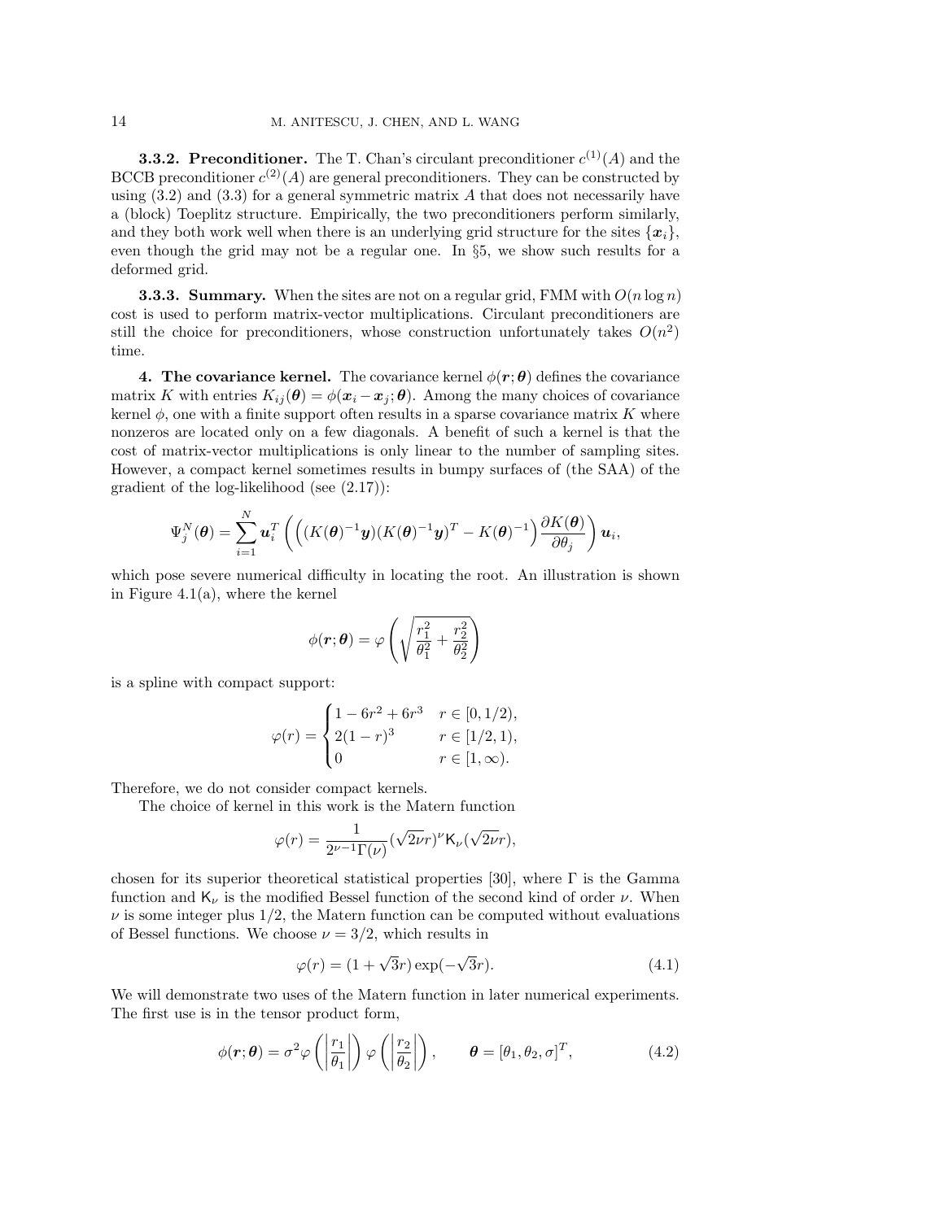**3.3.2. Preconditioner.** The T. Chan's circulant preconditioner $c^{(1)}(A)$ and the BCCB preconditioner $c^{(2)}(A)$ are general preconditioners. They can be constructed by using (3.2) and (3.3) for a general symmetric matrix $A$ that does not necessarily have a (block) Toeplitz structure. Empirically, the two preconditioners perform similarly, and they both work well when there is an underlying grid structure for the sites $\{\boldsymbol{x}_i\}$, even though the grid may not be a regular one. In §5, we show such results for a deformed grid.

**3.3.3. Summary.** When the sites are not on a regular grid, FMM with $O(n \log n)$ cost is used to perform matrix-vector multiplications. Circulant preconditioners are still the choice for preconditioners, whose construction unfortunately takes $O(n^2)$ time.

## 4. The covariance kernel.

The covariance kernel $\phi(\boldsymbol{r};\boldsymbol{\theta})$ defines the covariance matrix $K$ with entries $K_{ij}(\boldsymbol{\theta}) = \phi(\boldsymbol{x}_i - \boldsymbol{x}_j;\boldsymbol{\theta})$. Among the many choices of covariance kernel $\phi$, one with a finite support often results in a sparse covariance matrix $K$ where nonzeros are located only on a few diagonals. A benefit of such a kernel is that the cost of matrix-vector multiplications is only linear to the number of sampling sites. However, a compact kernel sometimes results in bumpy surfaces of (the SAA) of the gradient of the log-likelihood (see (2.17)):

$$\Psi_j^N(\boldsymbol{\theta}) = \sum_{i=1}^{N} \boldsymbol{u}_i^T \left( \left( (K(\boldsymbol{\theta})^{-1}\boldsymbol{y})(K(\boldsymbol{\theta})^{-1}\boldsymbol{y})^T - K(\boldsymbol{\theta})^{-1} \right) \frac{\partial K(\boldsymbol{\theta})}{\partial \theta_j} \right) \boldsymbol{u}_i,$$

which pose severe numerical difficulty in locating the root. An illustration is shown in Figure 4.1(a), where the kernel

$$\phi(\boldsymbol{r};\boldsymbol{\theta}) = \varphi\left( \sqrt{\frac{r_1^2}{\theta_1^2} + \frac{r_2^2}{\theta_2^2}} \right)$$

is a spline with compact support:

$$\varphi(r) = \begin{cases} 1 - 6r^2 + 6r^3 & r \in [0, 1/2), \\ 2(1-r)^3 & r \in [1/2, 1), \\ 0 & r \in [1, \infty). \end{cases}$$

Therefore, we do not consider compact kernels.

The choice of kernel in this work is the Matern function

$$\varphi(r) = \frac{1}{2^{\nu-1}\Gamma(\nu)} (\sqrt{2\nu} r)^{\nu} \mathsf{K}_{\nu}(\sqrt{2\nu} r),$$

chosen for its superior theoretical statistical properties [30], where $\Gamma$ is the Gamma function and $\mathsf{K}_\nu$ is the modified Bessel function of the second kind of order $\nu$. When $\nu$ is some integer plus $1/2$, the Matern function can be computed without evaluations of Bessel functions. We choose $\nu = 3/2$, which results in

$$\varphi(r) = (1 + \sqrt{3}r) \exp(-\sqrt{3}r). \tag{4.1}$$

We will demonstrate two uses of the Matern function in later numerical experiments. The first use is in the tensor product form,

$$\phi(\boldsymbol{r};\boldsymbol{\theta}) = \sigma^2 \varphi\left( \left| \frac{r_1}{\theta_1} \right| \right) \varphi\left( \left| \frac{r_2}{\theta_2} \right| \right), \qquad \boldsymbol{\theta} = [\theta_1, \theta_2, \sigma]^T, \tag{4.2}$$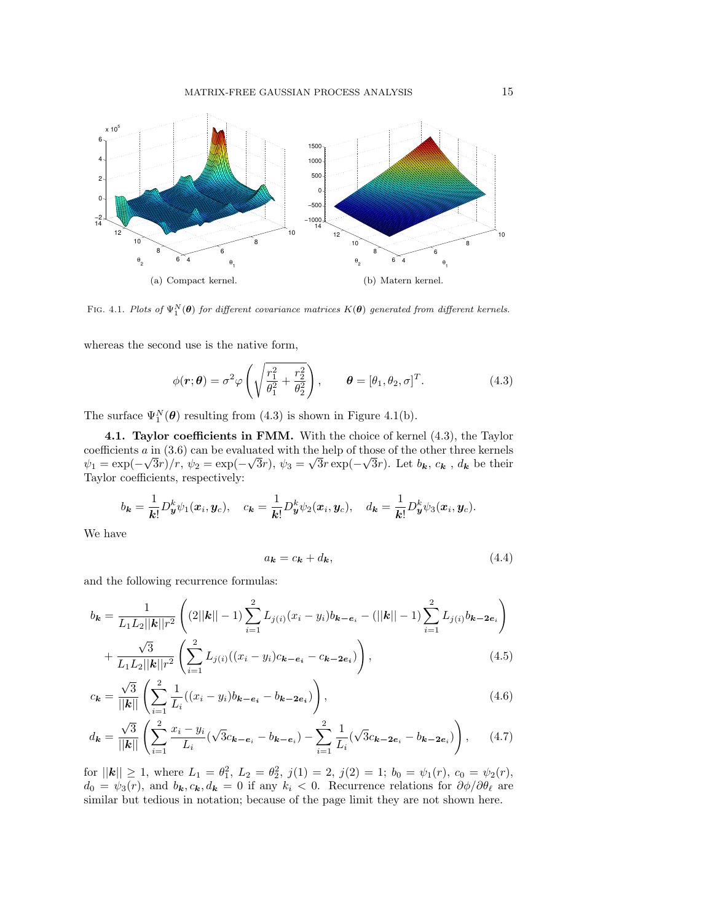(a) Compact kernel.

(b) Matern kernel.

FIG. 4.1. *Plots of $\Psi_1^N(\boldsymbol{\theta})$ for different covariance matrices $K(\boldsymbol{\theta})$ generated from different kernels.*

whereas the second use is the native form,

$$\phi(\boldsymbol{r};\boldsymbol{\theta}) = \sigma^2 \varphi\left(\sqrt{\frac{r_1^2}{\theta_1^2} + \frac{r_2^2}{\theta_2^2}}\right), \qquad \boldsymbol{\theta} = [\theta_1, \theta_2, \sigma]^T. \tag{4.3}$$

The surface $\Psi_1^N(\boldsymbol{\theta})$ resulting from (4.3) is shown in Figure 4.1(b).

**4.1. Taylor coefficients in FMM.** With the choice of kernel (4.3), the Taylor coefficients $a$ in (3.6) can be evaluated with the help of those of the other three kernels $\psi_1 = \exp(-\sqrt{3}r)/r$, $\psi_2 = \exp(-\sqrt{3}r)$, $\psi_3 = \sqrt{3}r\exp(-\sqrt{3}r)$. Let $b_{\boldsymbol{k}}$, $c_{\boldsymbol{k}}$ , $d_{\boldsymbol{k}}$ be their Taylor coefficients, respectively:

$$b_{\boldsymbol{k}} = \frac{1}{\boldsymbol{k}!} D_{\boldsymbol{y}}^k \psi_1(\boldsymbol{x}_i, \boldsymbol{y}_c), \quad c_{\boldsymbol{k}} = \frac{1}{\boldsymbol{k}!} D_{\boldsymbol{y}}^k \psi_2(\boldsymbol{x}_i, \boldsymbol{y}_c), \quad d_{\boldsymbol{k}} = \frac{1}{\boldsymbol{k}!} D_{\boldsymbol{y}}^k \psi_3(\boldsymbol{x}_i, \boldsymbol{y}_c).$$

We have

$$a_{\boldsymbol{k}} = c_{\boldsymbol{k}} + d_{\boldsymbol{k}}, \tag{4.4}$$

and the following recurrence formulas:

$$\begin{aligned} b_{\boldsymbol{k}} = {} & \frac{1}{L_1 L_2 ||\boldsymbol{k}|| r^2}\left((2||\boldsymbol{k}||-1)\sum_{i=1}^{2} L_{j(i)}(x_i - y_i) b_{\boldsymbol{k}-\boldsymbol{e}_i} - (||\boldsymbol{k}||-1)\sum_{i=1}^{2} L_{j(i)} b_{\boldsymbol{k}-\boldsymbol{2e}_i}\right) \\ & + \frac{\sqrt{3}}{L_1 L_2 ||\boldsymbol{k}|| r^2}\left(\sum_{i=1}^{2} L_{j(i)}((x_i - y_i) c_{\boldsymbol{k}-\boldsymbol{e}_i} - c_{\boldsymbol{k}-\boldsymbol{2e}_i})\right), \end{aligned} \tag{4.5}$$

$$c_{\boldsymbol{k}} = \frac{\sqrt{3}}{||\boldsymbol{k}||}\left(\sum_{i=1}^{2} \frac{1}{L_i}((x_i - y_i) b_{\boldsymbol{k}-\boldsymbol{e}_i} - b_{\boldsymbol{k}-\boldsymbol{2e}_i})\right), \tag{4.6}$$

$$d_{\boldsymbol{k}} = \frac{\sqrt{3}}{||\boldsymbol{k}||}\left(\sum_{i=1}^{2} \frac{x_i - y_i}{L_i}(\sqrt{3}c_{\boldsymbol{k}-\boldsymbol{e}_i} - b_{\boldsymbol{k}-\boldsymbol{e}_i}) - \sum_{i=1}^{2} \frac{1}{L_i}(\sqrt{3}c_{\boldsymbol{k}-\boldsymbol{2e}_i} - b_{\boldsymbol{k}-\boldsymbol{2e}_i})\right), \tag{4.7}$$

for $||\boldsymbol{k}|| \geq 1$, where $L_1 = \theta_1^2$, $L_2 = \theta_2^2$, $j(1) = 2$, $j(2) = 1$; $b_0 = \psi_1(r)$, $c_0 = \psi_2(r)$, $d_0 = \psi_3(r)$, and $b_{\boldsymbol{k}}, c_{\boldsymbol{k}}, d_{\boldsymbol{k}} = 0$ if any $k_i < 0$. Recurrence relations for $\partial\phi/\partial\theta_\ell$ are similar but tedious in notation; because of the page limit they are not shown here.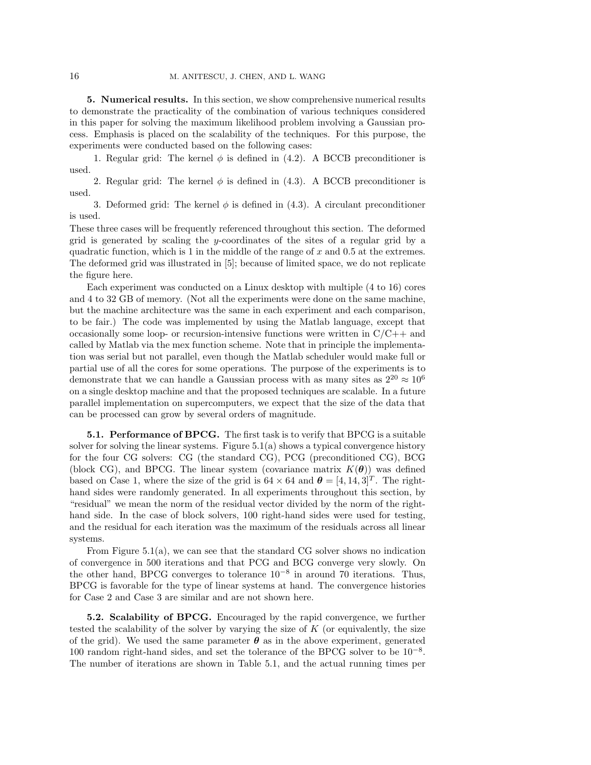**5. Numerical results.** In this section, we show comprehensive numerical results to demonstrate the practicality of the combination of various techniques considered in this paper for solving the maximum likelihood problem involving a Gaussian process. Emphasis is placed on the scalability of the techniques. For this purpose, the experiments were conducted based on the following cases:

1. Regular grid: The kernel $\phi$ is defined in (4.2). A BCCB preconditioner is used.
2. Regular grid: The kernel $\phi$ is defined in (4.3). A BCCB preconditioner is used.
3. Deformed grid: The kernel $\phi$ is defined in (4.3). A circulant preconditioner is used.

These three cases will be frequently referenced throughout this section. The deformed grid is generated by scaling the $y$-coordinates of the sites of a regular grid by a quadratic function, which is 1 in the middle of the range of $x$ and 0.5 at the extremes. The deformed grid was illustrated in [5]; because of limited space, we do not replicate the figure here.

Each experiment was conducted on a Linux desktop with multiple (4 to 16) cores and 4 to 32 GB of memory. (Not all the experiments were done on the same machine, but the machine architecture was the same in each experiment and each comparison, to be fair.) The code was implemented by using the Matlab language, except that occasionally some loop- or recursion-intensive functions were written in C/C++ and called by Matlab via the mex function scheme. Note that in principle the implementation was serial but not parallel, even though the Matlab scheduler would make full or partial use of all the cores for some operations. The purpose of the experiments is to demonstrate that we can handle a Gaussian process with as many sites as $2^{20} \approx 10^6$ on a single desktop machine and that the proposed techniques are scalable. In a future parallel implementation on supercomputers, we expect that the size of the data that can be processed can grow by several orders of magnitude.

**5.1. Performance of BPCG.** The first task is to verify that BPCG is a suitable solver for solving the linear systems. Figure 5.1(a) shows a typical convergence history for the four CG solvers: CG (the standard CG), PCG (preconditioned CG), BCG (block CG), and BPCG. The linear system (covariance matrix $K(\boldsymbol{\theta})$) was defined based on Case 1, where the size of the grid is $64 \times 64$ and $\boldsymbol{\theta} = [4, 14, 3]^T$. The right-hand sides were randomly generated. In all experiments throughout this section, by "residual" we mean the norm of the residual vector divided by the norm of the right-hand side. In the case of block solvers, 100 right-hand sides were used for testing, and the residual for each iteration was the maximum of the residuals across all linear systems.

From Figure 5.1(a), we can see that the standard CG solver shows no indication of convergence in 500 iterations and that PCG and BCG converge very slowly. On the other hand, BPCG converges to tolerance $10^{-8}$ in around 70 iterations. Thus, BPCG is favorable for the type of linear systems at hand. The convergence histories for Case 2 and Case 3 are similar and are not shown here.

**5.2. Scalability of BPCG.** Encouraged by the rapid convergence, we further tested the scalability of the solver by varying the size of $K$ (or equivalently, the size of the grid). We used the same parameter $\boldsymbol{\theta}$ as in the above experiment, generated 100 random right-hand sides, and set the tolerance of the BPCG solver to be $10^{-8}$. The number of iterations are shown in Table 5.1, and the actual running times per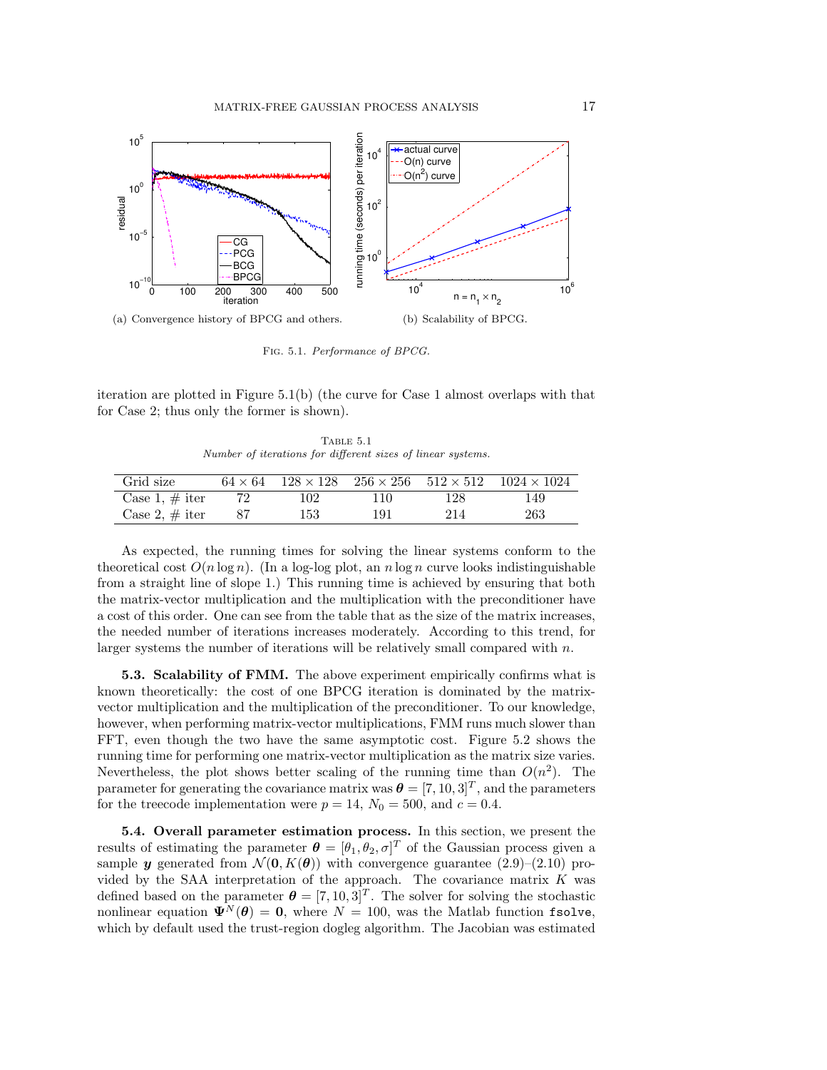(a) Convergence history of BPCG and others.

(b) Scalability of BPCG.

FIG. 5.1. *Performance of BPCG.*

iteration are plotted in Figure 5.1(b) (the curve for Case 1 almost overlaps with that for Case 2; thus only the former is shown).

TABLE 5.1
*Number of iterations for different sizes of linear systems.*

| Grid size | $64 \times 64$ | $128 \times 128$ | $256 \times 256$ | $512 \times 512$ | $1024 \times 1024$ |
|---|---|---|---|---|---|
| Case 1, # iter | 72 | 102 | 110 | 128 | 149 |
| Case 2, # iter | 87 | 153 | 191 | 214 | 263 |

As expected, the running times for solving the linear systems conform to the theoretical cost $O(n \log n)$. (In a log-log plot, an $n \log n$ curve looks indistinguishable from a straight line of slope 1.) This running time is achieved by ensuring that both the matrix-vector multiplication and the multiplication with the preconditioner have a cost of this order. One can see from the table that as the size of the matrix increases, the needed number of iterations increases moderately. According to this trend, for larger systems the number of iterations will be relatively small compared with $n$.

**5.3. Scalability of FMM.** The above experiment empirically confirms what is known theoretically: the cost of one BPCG iteration is dominated by the matrix-vector multiplication and the multiplication of the preconditioner. To our knowledge, however, when performing matrix-vector multiplications, FMM runs much slower than FFT, even though the two have the same asymptotic cost. Figure 5.2 shows the running time for performing one matrix-vector multiplication as the matrix size varies. Nevertheless, the plot shows better scaling of the running time than $O(n^2)$. The parameter for generating the covariance matrix was $\boldsymbol{\theta} = [7, 10, 3]^T$, and the parameters for the treecode implementation were $p = 14$, $N_0 = 500$, and $c = 0.4$.

**5.4. Overall parameter estimation process.** In this section, we present the results of estimating the parameter $\boldsymbol{\theta} = [\theta_1, \theta_2, \sigma]^T$ of the Gaussian process given a sample $\boldsymbol{y}$ generated from $\mathcal{N}(\mathbf{0}, K(\boldsymbol{\theta}))$ with convergence guarantee (2.9)–(2.10) provided by the SAA interpretation of the approach. The covariance matrix $K$ was defined based on the parameter $\boldsymbol{\theta} = [7, 10, 3]^T$. The solver for solving the stochastic nonlinear equation $\boldsymbol{\Psi}^N(\boldsymbol{\theta}) = \mathbf{0}$, where $N = 100$, was the Matlab function `fsolve`, which by default used the trust-region dogleg algorithm. The Jacobian was estimated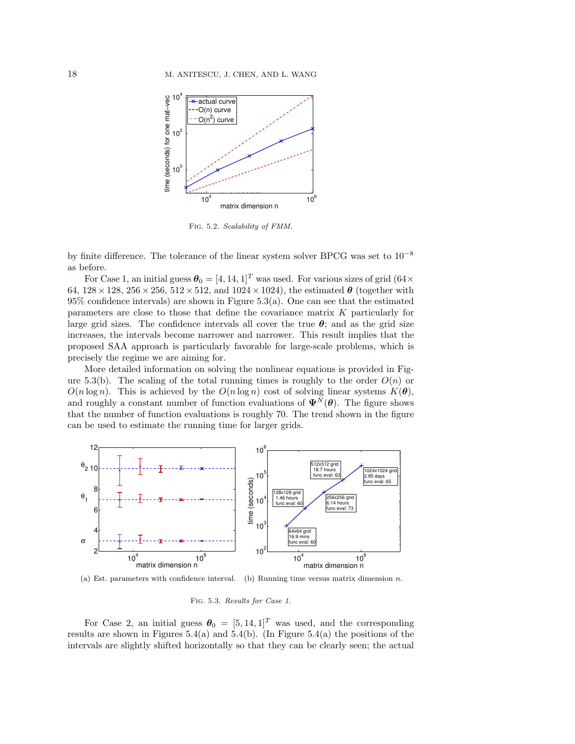time (seconds) for one mat-vec

$10^4$

$10^2$

$10^0$

actual curve

O(n) curve

$O(n^2)$ curve

$10^4$

$10^6$

matrix dimension n

FIG. 5.2. *Scalability of FMM.*

by finite difference. The tolerance of the linear system solver BPCG was set to $10^{-8}$ as before.

For Case 1, an initial guess $\boldsymbol{\theta}_0 = [4, 14, 1]^T$ was used. For various sizes of grid ($64 \times 64$, $128 \times 128$, $256 \times 256$, $512 \times 512$, and $1024 \times 1024$), the estimated $\boldsymbol{\theta}$ (together with 95% confidence intervals) are shown in Figure 5.3(a). One can see that the estimated parameters are close to those that define the covariance matrix $K$ particularly for large grid sizes. The confidence intervals all cover the true $\boldsymbol{\theta}$; and as the grid size increases, the intervals become narrower and narrower. This result implies that the proposed SAA approach is particularly favorable for large-scale problems, which is precisely the regime we are aiming for.

More detailed information on solving the nonlinear equations is provided in Figure 5.3(b). The scaling of the total running times is roughly to the order $O(n)$ or $O(n \log n)$. This is achieved by the $O(n \log n)$ cost of solving linear systems $K(\boldsymbol{\theta})$, and roughly a constant number of function evaluations of $\boldsymbol{\Psi}^N(\boldsymbol{\theta})$. The figure shows that the number of function evaluations is roughly 70. The trend shown in the figure can be used to estimate the running time for larger grids.

12

$\theta_2$ 10

8

$\theta_1$

6

4

$\sigma$

2

$10^4$

$10^6$

matrix dimension n

(a) Est. parameters with confidence interval.

$10^6$

$10^5$

$10^4$

$10^3$

$10^2$

time (seconds)

64x64 grid
16.9 mins
func eval: 60

128x128 grid
1.46 hours
func eval: 60

256x256 grid
6.14 hours
func eval: 73

512x512 grid
18.7 hours
func eval: 63

1024x1024 grid
2.95 days
func eval: 65

$10^4$

$10^6$

matrix dimension n

(b) Running time versus matrix dimension $n$.

FIG. 5.3. *Results for Case 1.*

For Case 2, an initial guess $\boldsymbol{\theta}_0 = [5, 14, 1]^T$ was used, and the corresponding results are shown in Figures 5.4(a) and 5.4(b). (In Figure 5.4(a) the positions of the intervals are slightly shifted horizontally so that they can be clearly seen; the actual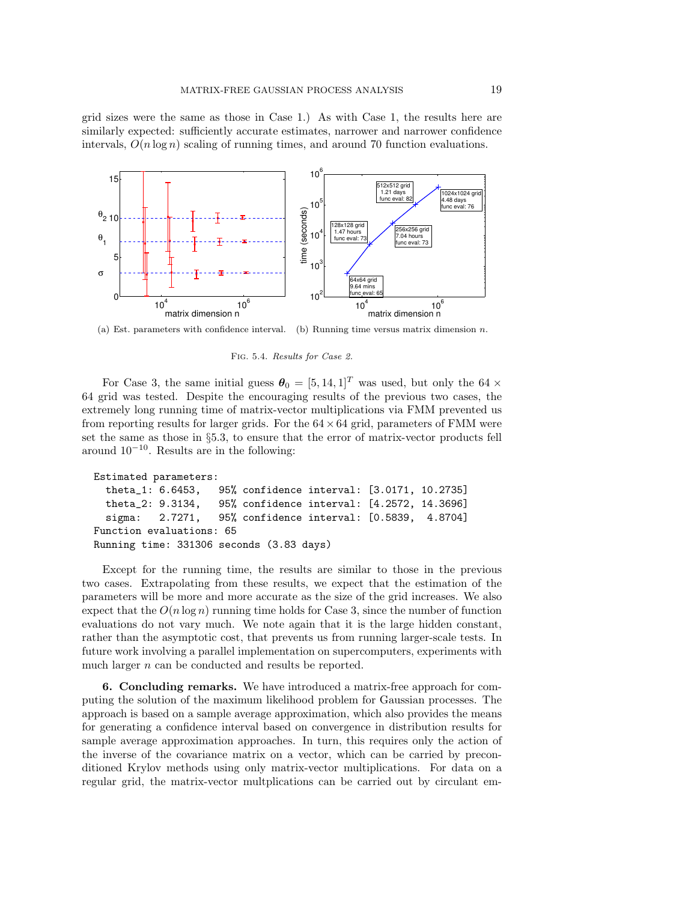grid sizes were the same as those in Case 1.) As with Case 1, the results here are similarly expected: sufficiently accurate estimates, narrower and narrower confidence intervals, $O(n \log n)$ scaling of running times, and around 70 function evaluations.

15
$\theta_2$ 10
$\theta_1$
5
$\sigma$
0
$10^4$
$10^6$
matrix dimension n

(a) Est. parameters with confidence interval.

$10^6$
$10^5$
$10^4$
$10^3$
$10^2$
time (seconds)
$10^4$
$10^6$
matrix dimension n

64x64 grid
9.64 mins
func eval: 65

128x128 grid
1.47 hours
func eval: 73

256x256 grid
7.04 hours
func eval: 73

512x512 grid
1.21 days
func eval: 82

1024x1024 grid
4.48 days
func eval: 76

(b) Running time versus matrix dimension $n$.

Fig. 5.4. *Results for Case 2.*

For Case 3, the same initial guess $\boldsymbol{\theta}_0 = [5, 14, 1]^T$ was used, but only the $64 \times 64$ grid was tested. Despite the encouraging results of the previous two cases, the extremely long running time of matrix-vector multiplications via FMM prevented us from reporting results for larger grids. For the $64 \times 64$ grid, parameters of FMM were set the same as those in §5.3, to ensure that the error of matrix-vector products fell around $10^{-10}$. Results are in the following:

```
Estimated parameters:
  theta_1: 6.6453,   95% confidence interval: [3.0171, 10.2735]
  theta_2: 9.3134,   95% confidence interval: [4.2572, 14.3696]
  sigma:   2.7271,   95% confidence interval: [0.5839,  4.8704]
Function evaluations: 65
Running time: 331306 seconds (3.83 days)
```

Except for the running time, the results are similar to those in the previous two cases. Extrapolating from these results, we expect that the estimation of the parameters will be more and more accurate as the size of the grid increases. We also expect that the $O(n \log n)$ running time holds for Case 3, since the number of function evaluations do not vary much. We note again that it is the large hidden constant, rather than the asymptotic cost, that prevents us from running larger-scale tests. In future work involving a parallel implementation on supercomputers, experiments with much larger $n$ can be conducted and results be reported.

## 6. Concluding remarks.

We have introduced a matrix-free approach for computing the solution of the maximum likelihood problem for Gaussian processes. The approach is based on a sample average approximation, which also provides the means for generating a confidence interval based on convergence in distribution results for sample average approximation approaches. In turn, this requires only the action of the inverse of the covariance matrix on a vector, which can be carried by preconditioned Krylov methods using only matrix-vector multiplications. For data on a regular grid, the matrix-vector multplications can be carried out by circulant em-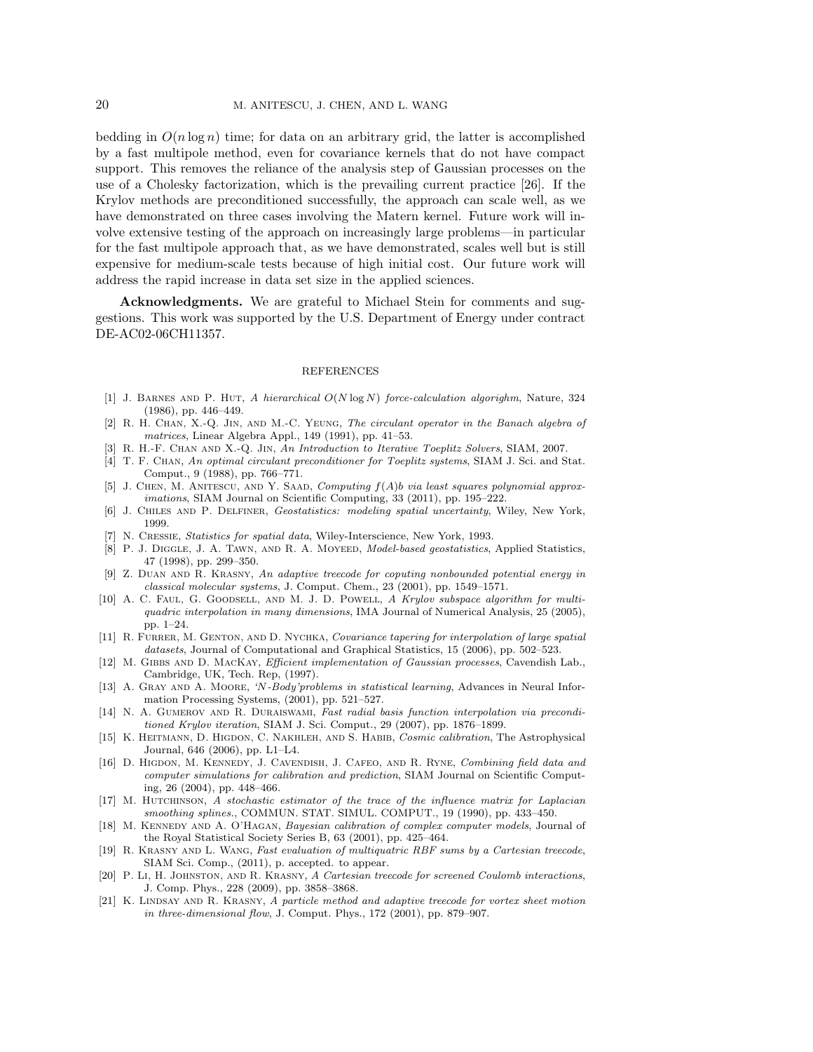bedding in $O(n \log n)$ time; for data on an arbitrary grid, the latter is accomplished by a fast multipole method, even for covariance kernels that do not have compact support. This removes the reliance of the analysis step of Gaussian processes on the use of a Cholesky factorization, which is the prevailing current practice [26]. If the Krylov methods are preconditioned successfully, the approach can scale well, as we have demonstrated on three cases involving the Matern kernel. Future work will involve extensive testing of the approach on increasingly large problems—in particular for the fast multipole approach that, as we have demonstrated, scales well but is still expensive for medium-scale tests because of high initial cost. Our future work will address the rapid increase in data set size in the applied sciences.

**Acknowledgments.** We are grateful to Michael Stein for comments and suggestions. This work was supported by the U.S. Department of Energy under contract DE-AC02-06CH11357.

## REFERENCES

[1] J. Barnes and P. Hut, *A hierarchical $O(N \log N)$ force-calculation algorighm*, Nature, 324 (1986), pp. 446–449.

[2] R. H. Chan, X.-Q. Jin, and M.-C. Yeung, *The circulant operator in the Banach algebra of matrices*, Linear Algebra Appl., 149 (1991), pp. 41–53.

[3] R. H.-F. Chan and X.-Q. Jin, *An Introduction to Iterative Toeplitz Solvers*, SIAM, 2007.

[4] T. F. Chan, *An optimal circulant preconditioner for Toeplitz systems*, SIAM J. Sci. and Stat. Comput., 9 (1988), pp. 766–771.

[5] J. Chen, M. Anitescu, and Y. Saad, *Computing $f(A)b$ via least squares polynomial approximations*, SIAM Journal on Scientific Computing, 33 (2011), pp. 195–222.

[6] J. Chiles and P. Delfiner, *Geostatistics: modeling spatial uncertainty*, Wiley, New York, 1999.

[7] N. Cressie, *Statistics for spatial data*, Wiley-Interscience, New York, 1993.

[8] P. J. Diggle, J. A. Tawn, and R. A. Moyeed, *Model-based geostatistics*, Applied Statistics, 47 (1998), pp. 299–350.

[9] Z. Duan and R. Krasny, *An adaptive treecode for coputing nonbounded potential energy in classical molecular systems*, J. Comput. Chem., 23 (2001), pp. 1549–1571.

[10] A. C. Faul, G. Goodsell, and M. J. D. Powell, *A Krylov subspace algorithm for multiquadric interpolation in many dimensions*, IMA Journal of Numerical Analysis, 25 (2005), pp. 1–24.

[11] R. Furrer, M. Genton, and D. Nychka, *Covariance tapering for interpolation of large spatial datasets*, Journal of Computational and Graphical Statistics, 15 (2006), pp. 502–523.

[12] M. Gibbs and D. MacKay, *Efficient implementation of Gaussian processes*, Cavendish Lab., Cambridge, UK, Tech. Rep, (1997).

[13] A. Gray and A. Moore, *'N-Body'problems in statistical learning*, Advances in Neural Information Processing Systems, (2001), pp. 521–527.

[14] N. A. Gumerov and R. Duraiswami, *Fast radial basis function interpolation via preconditioned Krylov iteration*, SIAM J. Sci. Comput., 29 (2007), pp. 1876–1899.

[15] K. Heitmann, D. Higdon, C. Nakhleh, and S. Habib, *Cosmic calibration*, The Astrophysical Journal, 646 (2006), pp. L1–L4.

[16] D. Higdon, M. Kennedy, J. Cavendish, J. Cafeo, and R. Ryne, *Combining field data and computer simulations for calibration and prediction*, SIAM Journal on Scientific Computing, 26 (2004), pp. 448–466.

[17] M. Hutchinson, *A stochastic estimator of the trace of the influence matrix for Laplacian smoothing splines.*, COMMUN. STAT. SIMUL. COMPUT., 19 (1990), pp. 433–450.

[18] M. Kennedy and A. O'Hagan, *Bayesian calibration of complex computer models*, Journal of the Royal Statistical Society Series B, 63 (2001), pp. 425–464.

[19] R. Krasny and L. Wang, *Fast evaluation of multiquatric RBF sums by a Cartesian treecode*, SIAM Sci. Comp., (2011), p. accepted. to appear.

[20] P. Li, H. Johnston, and R. Krasny, *A Cartesian treecode for screened Coulomb interactions*, J. Comp. Phys., 228 (2009), pp. 3858–3868.

[21] K. Lindsay and R. Krasny, *A particle method and adaptive treecode for vortex sheet motion in three-dimensional flow*, J. Comput. Phys., 172 (2001), pp. 879–907.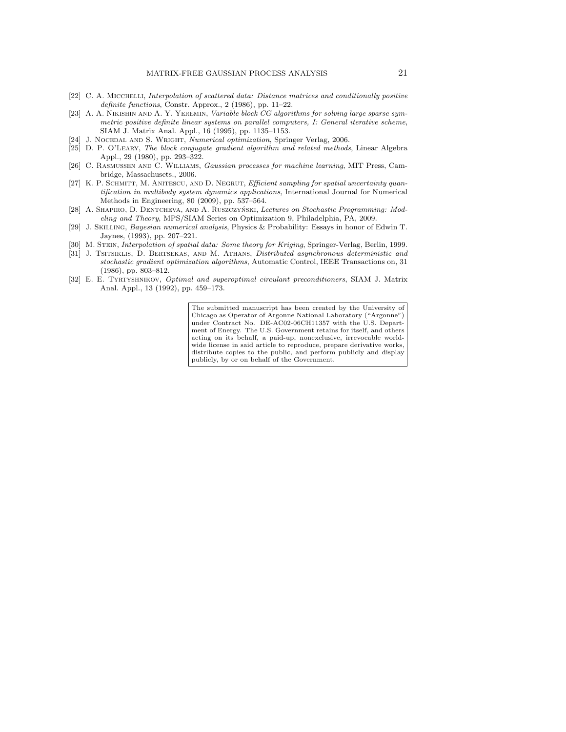[22] C. A. Micchelli, *Interpolation of scattered data: Distance matrices and conditionally positive definite functions*, Constr. Approx., 2 (1986), pp. 11–22.

[23] A. A. Nikishin and A. Y. Yeremin, *Variable block CG algorithms for solving large sparse symmetric positive definite linear systems on parallel computers, I: General iterative scheme*, SIAM J. Matrix Anal. Appl., 16 (1995), pp. 1135–1153.

[24] J. Nocedal and S. Wright, *Numerical optimization*, Springer Verlag, 2006.

[25] D. P. O'Leary, *The block conjugate gradient algorithm and related methods*, Linear Algebra Appl., 29 (1980), pp. 293–322.

[26] C. Rasmussen and C. Williams, *Gaussian processes for machine learning*, MIT Press, Cambridge, Massachusets., 2006.

[27] K. P. Schmitt, M. Anitescu, and D. Negrut, *Efficient sampling for spatial uncertainty quantification in multibody system dynamics applications*, International Journal for Numerical Methods in Engineering, 80 (2009), pp. 537–564.

[28] A. Shapiro, D. Dentcheva, and A. Ruszczyński, *Lectures on Stochastic Programming: Modeling and Theory*, MPS/SIAM Series on Optimization 9, Philadelphia, PA, 2009.

[29] J. Skilling, *Bayesian numerical analysis*, Physics & Probability: Essays in honor of Edwin T. Jaynes, (1993), pp. 207–221.

[30] M. Stein, *Interpolation of spatial data: Some theory for Kriging*, Springer-Verlag, Berlin, 1999.

[31] J. Tsitsiklis, D. Bertsekas, and M. Athans, *Distributed asynchronous deterministic and stochastic gradient optimization algorithms*, Automatic Control, IEEE Transactions on, 31 (1986), pp. 803–812.

[32] E. E. Tyrtyshnikov, *Optimal and superoptimal circulant preconditioners*, SIAM J. Matrix Anal. Appl., 13 (1992), pp. 459–173.

The submitted manuscript has been created by the University of Chicago as Operator of Argonne National Laboratory ("Argonne") under Contract No. DE-AC02-06CH11357 with the U.S. Department of Energy. The U.S. Government retains for itself, and others acting on its behalf, a paid-up, nonexclusive, irrevocable worldwide license in said article to reproduce, prepare derivative works, distribute copies to the public, and perform publicly and display publicly, by or on behalf of the Government.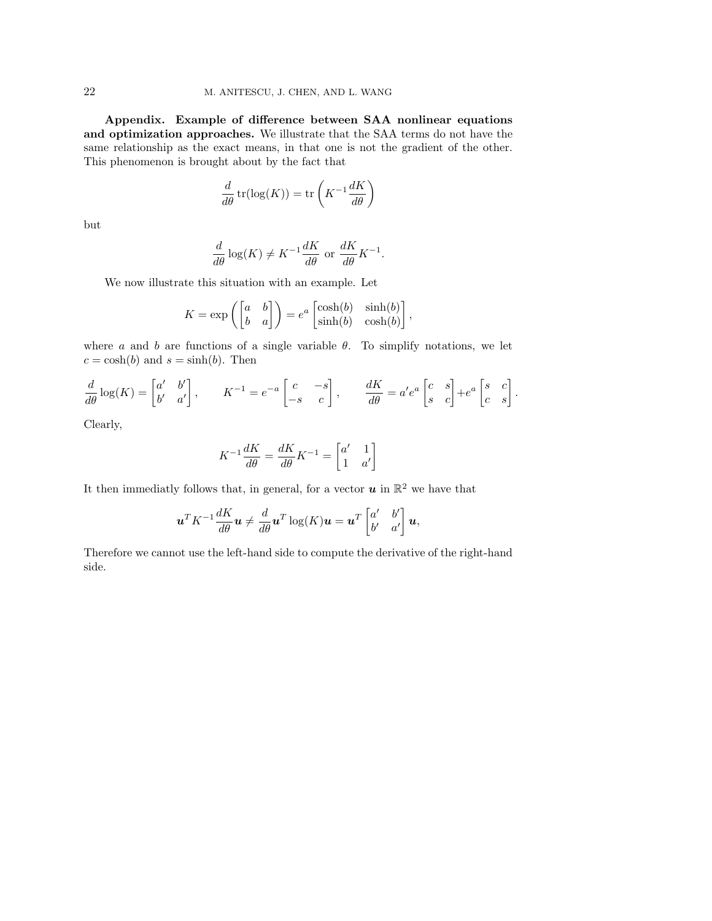**Appendix. Example of difference between SAA nonlinear equations and optimization approaches.** We illustrate that the SAA terms do not have the same relationship as the exact means, in that one is not the gradient of the other. This phenomenon is brought about by the fact that

$$\frac{d}{d\theta}\operatorname{tr}(\log(K)) = \operatorname{tr}\left(K^{-1}\frac{dK}{d\theta}\right)$$

but

$$\frac{d}{d\theta}\log(K) \neq K^{-1}\frac{dK}{d\theta} \text{ or } \frac{dK}{d\theta}K^{-1}.$$

We now illustrate this situation with an example. Let

$$K = \exp\left(\begin{bmatrix} a & b \\ b & a \end{bmatrix}\right) = e^a \begin{bmatrix} \cosh(b) & \sinh(b) \\ \sinh(b) & \cosh(b) \end{bmatrix},$$

where $a$ and $b$ are functions of a single variable $\theta$. To simplify notations, we let $c = \cosh(b)$ and $s = \sinh(b)$. Then

$$\frac{d}{d\theta}\log(K) = \begin{bmatrix} a' & b' \\ b' & a' \end{bmatrix}, \qquad K^{-1} = e^{-a}\begin{bmatrix} c & -s \\ -s & c \end{bmatrix}, \qquad \frac{dK}{d\theta} = a'e^a \begin{bmatrix} c & s \\ s & c \end{bmatrix} + e^a \begin{bmatrix} s & c \\ c & s \end{bmatrix}.$$

Clearly,

$$K^{-1}\frac{dK}{d\theta} = \frac{dK}{d\theta}K^{-1} = \begin{bmatrix} a' & 1 \\ 1 & a' \end{bmatrix}$$

It then immediatly follows that, in general, for a vector $\boldsymbol{u}$ in $\mathbb{R}^2$ we have that

$$\boldsymbol{u}^T K^{-1}\frac{dK}{d\theta}\boldsymbol{u} \neq \frac{d}{d\theta}\boldsymbol{u}^T \log(K)\boldsymbol{u} = \boldsymbol{u}^T \begin{bmatrix} a' & b' \\ b' & a' \end{bmatrix}\boldsymbol{u},$$

Therefore we cannot use the left-hand side to compute the derivative of the right-hand side.